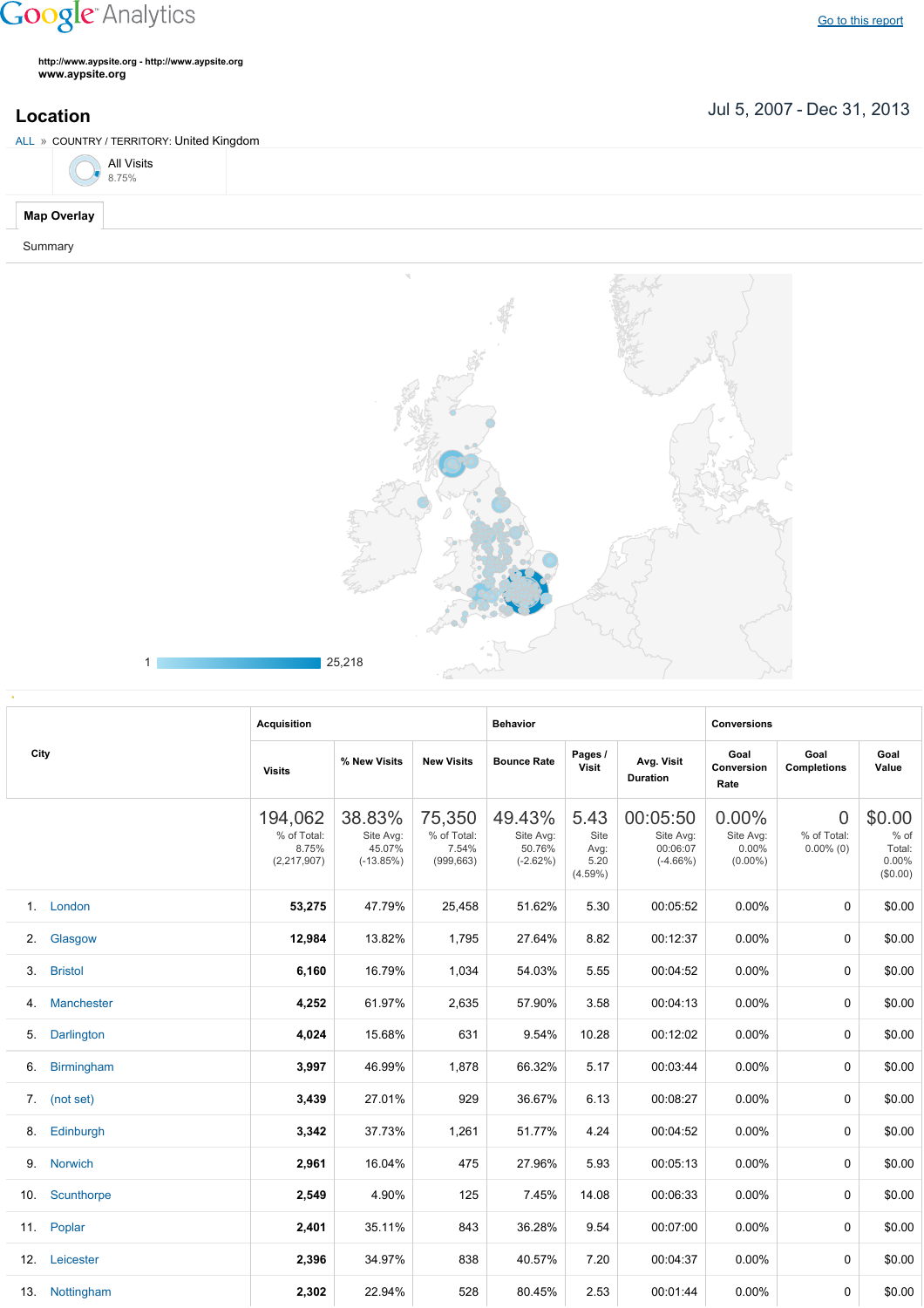Google Analytics

Go to this report

http://www.aypsite.org - http://www.aypsite.org
www.aypsite.org

## Location

Jul 5, 2007 - Dec 31, 2013

ALL » COUNTRY / TERRITORY: United Kingdom

All Visits
8.75%

Map Overlay

Summary

1 25,218

| City | Acquisition | | | Behavior | | | Conversions | | |
|---|---|---|---|---|---|---|---|---|---|
| | Visits | % New Visits | New Visits | Bounce Rate | Pages / Visit | Avg. Visit Duration | Goal Conversion Rate | Goal Completions | Goal Value |
| | 194,062 % of Total: 8.75% (2,217,907) | 38.83% Site Avg: 45.07% (-13.85%) | 75,350 % of Total: 7.54% (999,663) | 49.43% Site Avg: 50.76% (-2.62%) | 5.43 Site Avg: 5.20 (4.59%) | 00:05:50 Site Avg: 00:06:07 (-4.66%) | 0.00% Site Avg: 0.00% (0.00%) | 0 % of Total: 0.00% (0) | $0.00 % of Total: 0.00% ($0.00) |
| 1. London | 53,275 | 47.79% | 25,458 | 51.62% | 5.30 | 00:05:52 | 0.00% | 0 | $0.00 |
| 2. Glasgow | 12,984 | 13.82% | 1,795 | 27.64% | 8.82 | 00:12:37 | 0.00% | 0 | $0.00 |
| 3. Bristol | 6,160 | 16.79% | 1,034 | 54.03% | 5.55 | 00:04:52 | 0.00% | 0 | $0.00 |
| 4. Manchester | 4,252 | 61.97% | 2,635 | 57.90% | 3.58 | 00:04:13 | 0.00% | 0 | $0.00 |
| 5. Darlington | 4,024 | 15.68% | 631 | 9.54% | 10.28 | 00:12:02 | 0.00% | 0 | $0.00 |
| 6. Birmingham | 3,997 | 46.99% | 1,878 | 66.32% | 5.17 | 00:03:44 | 0.00% | 0 | $0.00 |
| 7. (not set) | 3,439 | 27.01% | 929 | 36.67% | 6.13 | 00:08:27 | 0.00% | 0 | $0.00 |
| 8. Edinburgh | 3,342 | 37.73% | 1,261 | 51.77% | 4.24 | 00:04:52 | 0.00% | 0 | $0.00 |
| 9. Norwich | 2,961 | 16.04% | 475 | 27.96% | 5.93 | 00:05:13 | 0.00% | 0 | $0.00 |
| 10. Scunthorpe | 2,549 | 4.90% | 125 | 7.45% | 14.08 | 00:06:33 | 0.00% | 0 | $0.00 |
| 11. Poplar | 2,401 | 35.11% | 843 | 36.28% | 9.54 | 00:07:00 | 0.00% | 0 | $0.00 |
| 12. Leicester | 2,396 | 34.97% | 838 | 40.57% | 7.20 | 00:04:37 | 0.00% | 0 | $0.00 |
| 13. Nottingham | 2,302 | 22.94% | 528 | 80.45% | 2.53 | 00:01:44 | 0.00% | 0 | $0.00 |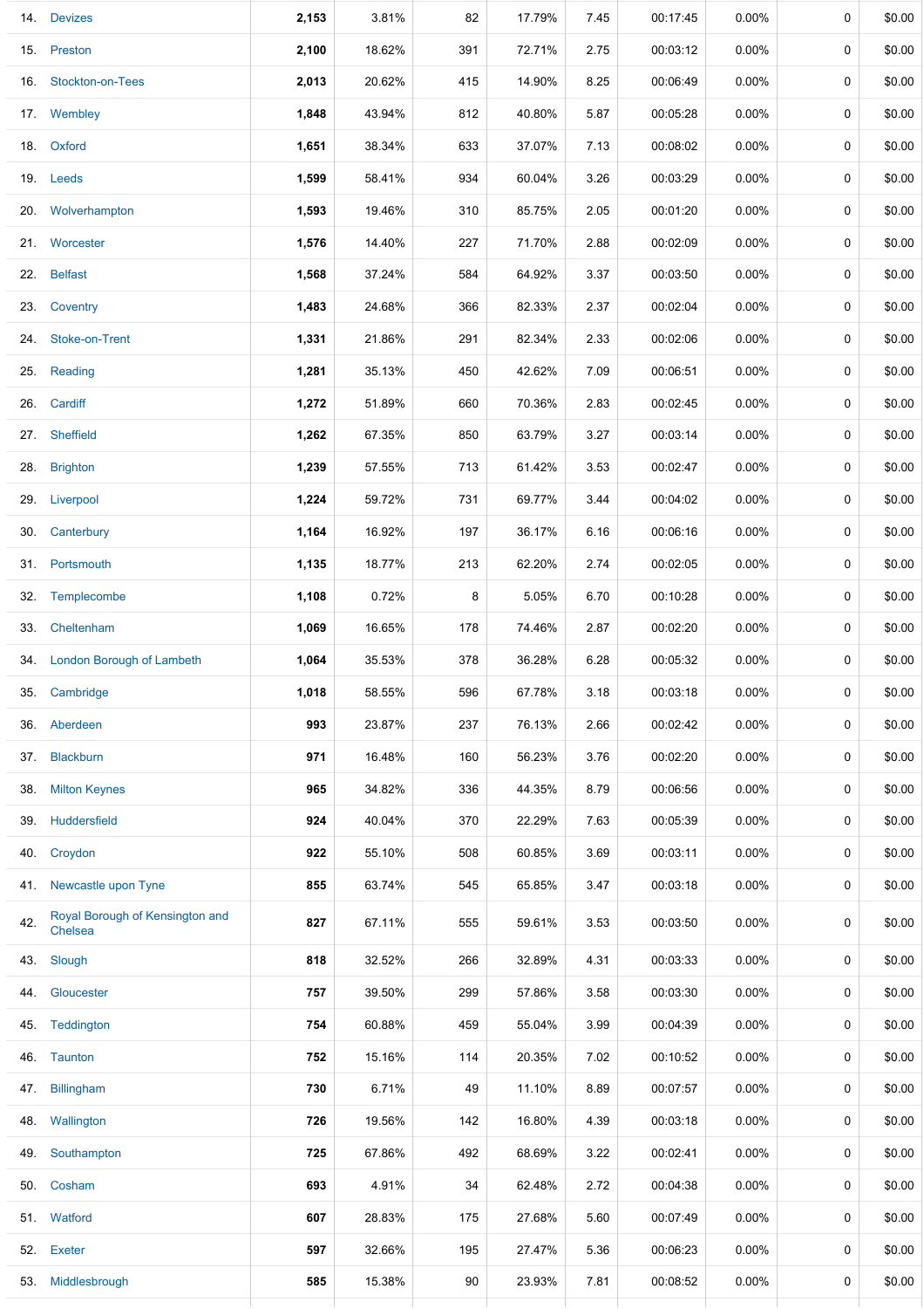| | | | | | | | | | | |
|---|---|---|---|---|---|---|---|---|---|---|
| 14. | Devizes | **2,153** | 3.81% | 82 | 17.79% | 7.45 | 00:17:45 | 0.00% | 0 | $0.00 |
| 15. | Preston | **2,100** | 18.62% | 391 | 72.71% | 2.75 | 00:03:12 | 0.00% | 0 | $0.00 |
| 16. | Stockton-on-Tees | **2,013** | 20.62% | 415 | 14.90% | 8.25 | 00:06:49 | 0.00% | 0 | $0.00 |
| 17. | Wembley | **1,848** | 43.94% | 812 | 40.80% | 5.87 | 00:05:28 | 0.00% | 0 | $0.00 |
| 18. | Oxford | **1,651** | 38.34% | 633 | 37.07% | 7.13 | 00:08:02 | 0.00% | 0 | $0.00 |
| 19. | Leeds | **1,599** | 58.41% | 934 | 60.04% | 3.26 | 00:03:29 | 0.00% | 0 | $0.00 |
| 20. | Wolverhampton | **1,593** | 19.46% | 310 | 85.75% | 2.05 | 00:01:20 | 0.00% | 0 | $0.00 |
| 21. | Worcester | **1,576** | 14.40% | 227 | 71.70% | 2.88 | 00:02:09 | 0.00% | 0 | $0.00 |
| 22. | Belfast | **1,568** | 37.24% | 584 | 64.92% | 3.37 | 00:03:50 | 0.00% | 0 | $0.00 |
| 23. | Coventry | **1,483** | 24.68% | 366 | 82.33% | 2.37 | 00:02:04 | 0.00% | 0 | $0.00 |
| 24. | Stoke-on-Trent | **1,331** | 21.86% | 291 | 82.34% | 2.33 | 00:02:06 | 0.00% | 0 | $0.00 |
| 25. | Reading | **1,281** | 35.13% | 450 | 42.62% | 7.09 | 00:06:51 | 0.00% | 0 | $0.00 |
| 26. | Cardiff | **1,272** | 51.89% | 660 | 70.36% | 2.83 | 00:02:45 | 0.00% | 0 | $0.00 |
| 27. | Sheffield | **1,262** | 67.35% | 850 | 63.79% | 3.27 | 00:03:14 | 0.00% | 0 | $0.00 |
| 28. | Brighton | **1,239** | 57.55% | 713 | 61.42% | 3.53 | 00:02:47 | 0.00% | 0 | $0.00 |
| 29. | Liverpool | **1,224** | 59.72% | 731 | 69.77% | 3.44 | 00:04:02 | 0.00% | 0 | $0.00 |
| 30. | Canterbury | **1,164** | 16.92% | 197 | 36.17% | 6.16 | 00:06:16 | 0.00% | 0 | $0.00 |
| 31. | Portsmouth | **1,135** | 18.77% | 213 | 62.20% | 2.74 | 00:02:05 | 0.00% | 0 | $0.00 |
| 32. | Templecombe | **1,108** | 0.72% | 8 | 5.05% | 6.70 | 00:10:28 | 0.00% | 0 | $0.00 |
| 33. | Cheltenham | **1,069** | 16.65% | 178 | 74.46% | 2.87 | 00:02:20 | 0.00% | 0 | $0.00 |
| 34. | London Borough of Lambeth | **1,064** | 35.53% | 378 | 36.28% | 6.28 | 00:05:32 | 0.00% | 0 | $0.00 |
| 35. | Cambridge | **1,018** | 58.55% | 596 | 67.78% | 3.18 | 00:03:18 | 0.00% | 0 | $0.00 |
| 36. | Aberdeen | **993** | 23.87% | 237 | 76.13% | 2.66 | 00:02:42 | 0.00% | 0 | $0.00 |
| 37. | Blackburn | **971** | 16.48% | 160 | 56.23% | 3.76 | 00:02:20 | 0.00% | 0 | $0.00 |
| 38. | Milton Keynes | **965** | 34.82% | 336 | 44.35% | 8.79 | 00:06:56 | 0.00% | 0 | $0.00 |
| 39. | Huddersfield | **924** | 40.04% | 370 | 22.29% | 7.63 | 00:05:39 | 0.00% | 0 | $0.00 |
| 40. | Croydon | **922** | 55.10% | 508 | 60.85% | 3.69 | 00:03:11 | 0.00% | 0 | $0.00 |
| 41. | Newcastle upon Tyne | **855** | 63.74% | 545 | 65.85% | 3.47 | 00:03:18 | 0.00% | 0 | $0.00 |
| 42. | Royal Borough of Kensington and Chelsea | **827** | 67.11% | 555 | 59.61% | 3.53 | 00:03:50 | 0.00% | 0 | $0.00 |
| 43. | Slough | **818** | 32.52% | 266 | 32.89% | 4.31 | 00:03:33 | 0.00% | 0 | $0.00 |
| 44. | Gloucester | **757** | 39.50% | 299 | 57.86% | 3.58 | 00:03:30 | 0.00% | 0 | $0.00 |
| 45. | Teddington | **754** | 60.88% | 459 | 55.04% | 3.99 | 00:04:39 | 0.00% | 0 | $0.00 |
| 46. | Taunton | **752** | 15.16% | 114 | 20.35% | 7.02 | 00:10:52 | 0.00% | 0 | $0.00 |
| 47. | Billingham | **730** | 6.71% | 49 | 11.10% | 8.89 | 00:07:57 | 0.00% | 0 | $0.00 |
| 48. | Wallington | **726** | 19.56% | 142 | 16.80% | 4.39 | 00:03:18 | 0.00% | 0 | $0.00 |
| 49. | Southampton | **725** | 67.86% | 492 | 68.69% | 3.22 | 00:02:41 | 0.00% | 0 | $0.00 |
| 50. | Cosham | **693** | 4.91% | 34 | 62.48% | 2.72 | 00:04:38 | 0.00% | 0 | $0.00 |
| 51. | Watford | **607** | 28.83% | 175 | 27.68% | 5.60 | 00:07:49 | 0.00% | 0 | $0.00 |
| 52. | Exeter | **597** | 32.66% | 195 | 27.47% | 5.36 | 00:06:23 | 0.00% | 0 | $0.00 |
| 53. | Middlesbrough | **585** | 15.38% | 90 | 23.93% | 7.81 | 00:08:52 | 0.00% | 0 | $0.00 |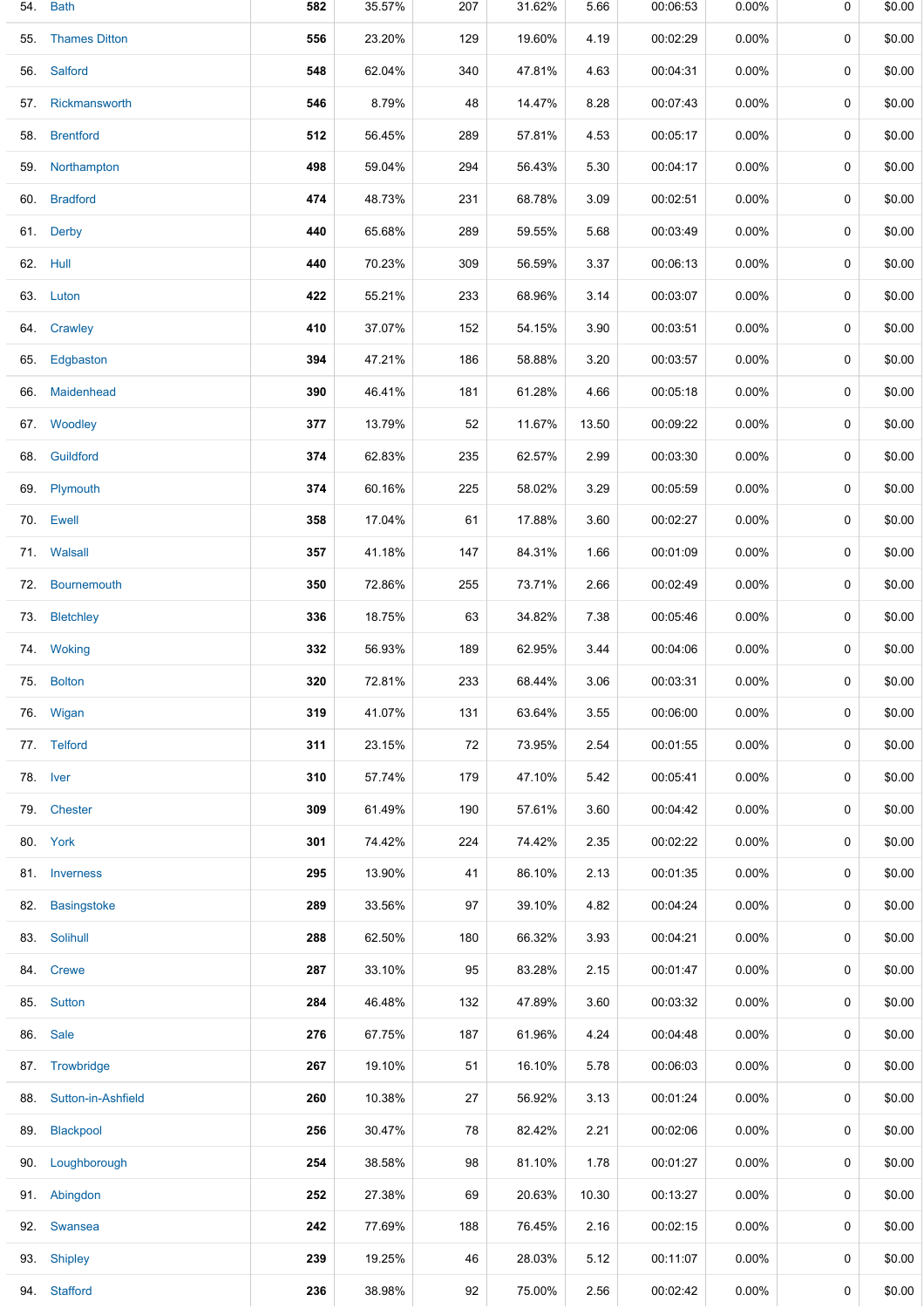| | | | | | | | | | | |
|---|---|---|---|---|---|---|---|---|---|---|
| 54. | Bath | **582** | 35.57% | 207 | 31.62% | 5.66 | 00:06:53 | 0.00% | 0 | $0.00 |
| 55. | Thames Ditton | **556** | 23.20% | 129 | 19.60% | 4.19 | 00:02:29 | 0.00% | 0 | $0.00 |
| 56. | Salford | **548** | 62.04% | 340 | 47.81% | 4.63 | 00:04:31 | 0.00% | 0 | $0.00 |
| 57. | Rickmansworth | **546** | 8.79% | 48 | 14.47% | 8.28 | 00:07:43 | 0.00% | 0 | $0.00 |
| 58. | Brentford | **512** | 56.45% | 289 | 57.81% | 4.53 | 00:05:17 | 0.00% | 0 | $0.00 |
| 59. | Northampton | **498** | 59.04% | 294 | 56.43% | 5.30 | 00:04:17 | 0.00% | 0 | $0.00 |
| 60. | Bradford | **474** | 48.73% | 231 | 68.78% | 3.09 | 00:02:51 | 0.00% | 0 | $0.00 |
| 61. | Derby | **440** | 65.68% | 289 | 59.55% | 5.68 | 00:03:49 | 0.00% | 0 | $0.00 |
| 62. | Hull | **440** | 70.23% | 309 | 56.59% | 3.37 | 00:06:13 | 0.00% | 0 | $0.00 |
| 63. | Luton | **422** | 55.21% | 233 | 68.96% | 3.14 | 00:03:07 | 0.00% | 0 | $0.00 |
| 64. | Crawley | **410** | 37.07% | 152 | 54.15% | 3.90 | 00:03:51 | 0.00% | 0 | $0.00 |
| 65. | Edgbaston | **394** | 47.21% | 186 | 58.88% | 3.20 | 00:03:57 | 0.00% | 0 | $0.00 |
| 66. | Maidenhead | **390** | 46.41% | 181 | 61.28% | 4.66 | 00:05:18 | 0.00% | 0 | $0.00 |
| 67. | Woodley | **377** | 13.79% | 52 | 11.67% | 13.50 | 00:09:22 | 0.00% | 0 | $0.00 |
| 68. | Guildford | **374** | 62.83% | 235 | 62.57% | 2.99 | 00:03:30 | 0.00% | 0 | $0.00 |
| 69. | Plymouth | **374** | 60.16% | 225 | 58.02% | 3.29 | 00:05:59 | 0.00% | 0 | $0.00 |
| 70. | Ewell | **358** | 17.04% | 61 | 17.88% | 3.60 | 00:02:27 | 0.00% | 0 | $0.00 |
| 71. | Walsall | **357** | 41.18% | 147 | 84.31% | 1.66 | 00:01:09 | 0.00% | 0 | $0.00 |
| 72. | Bournemouth | **350** | 72.86% | 255 | 73.71% | 2.66 | 00:02:49 | 0.00% | 0 | $0.00 |
| 73. | Bletchley | **336** | 18.75% | 63 | 34.82% | 7.38 | 00:05:46 | 0.00% | 0 | $0.00 |
| 74. | Woking | **332** | 56.93% | 189 | 62.95% | 3.44 | 00:04:06 | 0.00% | 0 | $0.00 |
| 75. | Bolton | **320** | 72.81% | 233 | 68.44% | 3.06 | 00:03:31 | 0.00% | 0 | $0.00 |
| 76. | Wigan | **319** | 41.07% | 131 | 63.64% | 3.55 | 00:06:00 | 0.00% | 0 | $0.00 |
| 77. | Telford | **311** | 23.15% | 72 | 73.95% | 2.54 | 00:01:55 | 0.00% | 0 | $0.00 |
| 78. | Iver | **310** | 57.74% | 179 | 47.10% | 5.42 | 00:05:41 | 0.00% | 0 | $0.00 |
| 79. | Chester | **309** | 61.49% | 190 | 57.61% | 3.60 | 00:04:42 | 0.00% | 0 | $0.00 |
| 80. | York | **301** | 74.42% | 224 | 74.42% | 2.35 | 00:02:22 | 0.00% | 0 | $0.00 |
| 81. | Inverness | **295** | 13.90% | 41 | 86.10% | 2.13 | 00:01:35 | 0.00% | 0 | $0.00 |
| 82. | Basingstoke | **289** | 33.56% | 97 | 39.10% | 4.82 | 00:04:24 | 0.00% | 0 | $0.00 |
| 83. | Solihull | **288** | 62.50% | 180 | 66.32% | 3.93 | 00:04:21 | 0.00% | 0 | $0.00 |
| 84. | Crewe | **287** | 33.10% | 95 | 83.28% | 2.15 | 00:01:47 | 0.00% | 0 | $0.00 |
| 85. | Sutton | **284** | 46.48% | 132 | 47.89% | 3.60 | 00:03:32 | 0.00% | 0 | $0.00 |
| 86. | Sale | **276** | 67.75% | 187 | 61.96% | 4.24 | 00:04:48 | 0.00% | 0 | $0.00 |
| 87. | Trowbridge | **267** | 19.10% | 51 | 16.10% | 5.78 | 00:06:03 | 0.00% | 0 | $0.00 |
| 88. | Sutton-in-Ashfield | **260** | 10.38% | 27 | 56.92% | 3.13 | 00:01:24 | 0.00% | 0 | $0.00 |
| 89. | Blackpool | **256** | 30.47% | 78 | 82.42% | 2.21 | 00:02:06 | 0.00% | 0 | $0.00 |
| 90. | Loughborough | **254** | 38.58% | 98 | 81.10% | 1.78 | 00:01:27 | 0.00% | 0 | $0.00 |
| 91. | Abingdon | **252** | 27.38% | 69 | 20.63% | 10.30 | 00:13:27 | 0.00% | 0 | $0.00 |
| 92. | Swansea | **242** | 77.69% | 188 | 76.45% | 2.16 | 00:02:15 | 0.00% | 0 | $0.00 |
| 93. | Shipley | **239** | 19.25% | 46 | 28.03% | 5.12 | 00:11:07 | 0.00% | 0 | $0.00 |
| 94. | Stafford | **236** | 38.98% | 92 | 75.00% | 2.56 | 00:02:42 | 0.00% | 0 | $0.00 |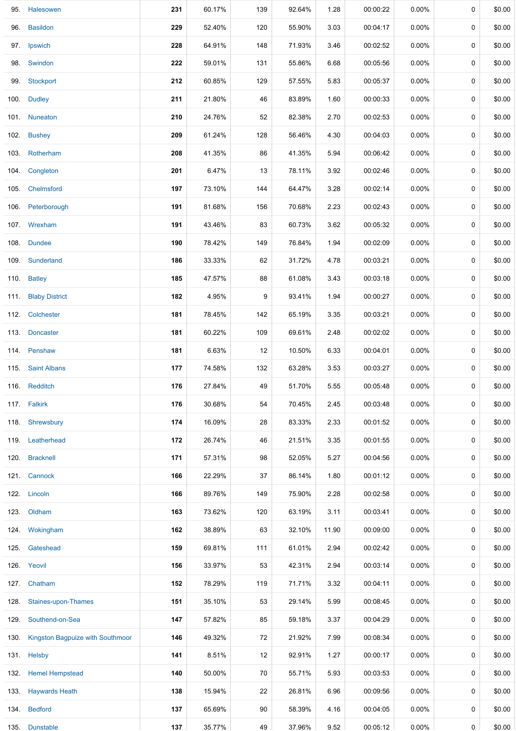| | | | | | | | | | | |
|---|---|---|---|---|---|---|---|---|---|---|
| 95. | Halesowen | **231** | 60.17% | 139 | 92.64% | 1.28 | 00:00:22 | 0.00% | 0 | $0.00 |
| 96. | Basildon | **229** | 52.40% | 120 | 55.90% | 3.03 | 00:04:17 | 0.00% | 0 | $0.00 |
| 97. | Ipswich | **228** | 64.91% | 148 | 71.93% | 3.46 | 00:02:52 | 0.00% | 0 | $0.00 |
| 98. | Swindon | **222** | 59.01% | 131 | 55.86% | 6.68 | 00:05:56 | 0.00% | 0 | $0.00 |
| 99. | Stockport | **212** | 60.85% | 129 | 57.55% | 5.83 | 00:05:37 | 0.00% | 0 | $0.00 |
| 100. | Dudley | **211** | 21.80% | 46 | 83.89% | 1.60 | 00:00:33 | 0.00% | 0 | $0.00 |
| 101. | Nuneaton | **210** | 24.76% | 52 | 82.38% | 2.70 | 00:02:53 | 0.00% | 0 | $0.00 |
| 102. | Bushey | **209** | 61.24% | 128 | 56.46% | 4.30 | 00:04:03 | 0.00% | 0 | $0.00 |
| 103. | Rotherham | **208** | 41.35% | 86 | 41.35% | 5.94 | 00:06:42 | 0.00% | 0 | $0.00 |
| 104. | Congleton | **201** | 6.47% | 13 | 78.11% | 3.92 | 00:02:46 | 0.00% | 0 | $0.00 |
| 105. | Chelmsford | **197** | 73.10% | 144 | 64.47% | 3.28 | 00:02:14 | 0.00% | 0 | $0.00 |
| 106. | Peterborough | **191** | 81.68% | 156 | 70.68% | 2.23 | 00:02:43 | 0.00% | 0 | $0.00 |
| 107. | Wrexham | **191** | 43.46% | 83 | 60.73% | 3.62 | 00:05:32 | 0.00% | 0 | $0.00 |
| 108. | Dundee | **190** | 78.42% | 149 | 76.84% | 1.94 | 00:02:09 | 0.00% | 0 | $0.00 |
| 109. | Sunderland | **186** | 33.33% | 62 | 31.72% | 4.78 | 00:03:21 | 0.00% | 0 | $0.00 |
| 110. | Batley | **185** | 47.57% | 88 | 61.08% | 3.43 | 00:03:18 | 0.00% | 0 | $0.00 |
| 111. | Blaby District | **182** | 4.95% | 9 | 93.41% | 1.94 | 00:00:27 | 0.00% | 0 | $0.00 |
| 112. | Colchester | **181** | 78.45% | 142 | 65.19% | 3.35 | 00:03:21 | 0.00% | 0 | $0.00 |
| 113. | Doncaster | **181** | 60.22% | 109 | 69.61% | 2.48 | 00:02:02 | 0.00% | 0 | $0.00 |
| 114. | Penshaw | **181** | 6.63% | 12 | 10.50% | 6.33 | 00:04:01 | 0.00% | 0 | $0.00 |
| 115. | Saint Albans | **177** | 74.58% | 132 | 63.28% | 3.53 | 00:03:27 | 0.00% | 0 | $0.00 |
| 116. | Redditch | **176** | 27.84% | 49 | 51.70% | 5.55 | 00:05:48 | 0.00% | 0 | $0.00 |
| 117. | Falkirk | **176** | 30.68% | 54 | 70.45% | 2.45 | 00:03:48 | 0.00% | 0 | $0.00 |
| 118. | Shrewsbury | **174** | 16.09% | 28 | 83.33% | 2.33 | 00:01:52 | 0.00% | 0 | $0.00 |
| 119. | Leatherhead | **172** | 26.74% | 46 | 21.51% | 3.35 | 00:01:55 | 0.00% | 0 | $0.00 |
| 120. | Bracknell | **171** | 57.31% | 98 | 52.05% | 5.27 | 00:04:56 | 0.00% | 0 | $0.00 |
| 121. | Cannock | **166** | 22.29% | 37 | 86.14% | 1.80 | 00:01:12 | 0.00% | 0 | $0.00 |
| 122. | Lincoln | **166** | 89.76% | 149 | 75.90% | 2.28 | 00:02:58 | 0.00% | 0 | $0.00 |
| 123. | Oldham | **163** | 73.62% | 120 | 63.19% | 3.11 | 00:03:41 | 0.00% | 0 | $0.00 |
| 124. | Wokingham | **162** | 38.89% | 63 | 32.10% | 11.90 | 00:09:00 | 0.00% | 0 | $0.00 |
| 125. | Gateshead | **159** | 69.81% | 111 | 61.01% | 2.94 | 00:02:42 | 0.00% | 0 | $0.00 |
| 126. | Yeovil | **156** | 33.97% | 53 | 42.31% | 2.94 | 00:03:14 | 0.00% | 0 | $0.00 |
| 127. | Chatham | **152** | 78.29% | 119 | 71.71% | 3.32 | 00:04:11 | 0.00% | 0 | $0.00 |
| 128. | Staines-upon-Thames | **151** | 35.10% | 53 | 29.14% | 5.99 | 00:08:45 | 0.00% | 0 | $0.00 |
| 129. | Southend-on-Sea | **147** | 57.82% | 85 | 59.18% | 3.37 | 00:04:29 | 0.00% | 0 | $0.00 |
| 130. | Kingston Bagpuize with Southmoor | **146** | 49.32% | 72 | 21.92% | 7.99 | 00:08:34 | 0.00% | 0 | $0.00 |
| 131. | Helsby | **141** | 8.51% | 12 | 92.91% | 1.27 | 00:00:17 | 0.00% | 0 | $0.00 |
| 132. | Hemel Hempstead | **140** | 50.00% | 70 | 55.71% | 5.93 | 00:03:53 | 0.00% | 0 | $0.00 |
| 133. | Haywards Heath | **138** | 15.94% | 22 | 26.81% | 6.96 | 00:09:56 | 0.00% | 0 | $0.00 |
| 134. | Bedford | **137** | 65.69% | 90 | 58.39% | 4.16 | 00:04:05 | 0.00% | 0 | $0.00 |
| 135. | Dunstable | **137** | 35.77% | 49 | 37.96% | 9.52 | 00:05:12 | 0.00% | 0 | $0.00 |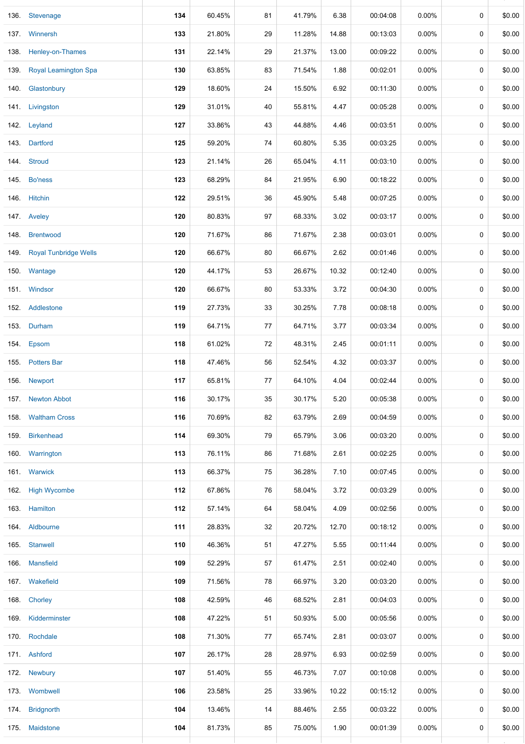| | | | | | | | | | | |
|---|---|---|---|---|---|---|---|---|---|---|
| 136. | Stevenage | **134** | 60.45% | 81 | 41.79% | 6.38 | 00:04:08 | 0.00% | 0 | $0.00 |
| 137. | Winnersh | **133** | 21.80% | 29 | 11.28% | 14.88 | 00:13:03 | 0.00% | 0 | $0.00 |
| 138. | Henley-on-Thames | **131** | 22.14% | 29 | 21.37% | 13.00 | 00:09:22 | 0.00% | 0 | $0.00 |
| 139. | Royal Leamington Spa | **130** | 63.85% | 83 | 71.54% | 1.88 | 00:02:01 | 0.00% | 0 | $0.00 |
| 140. | Glastonbury | **129** | 18.60% | 24 | 15.50% | 6.92 | 00:11:30 | 0.00% | 0 | $0.00 |
| 141. | Livingston | **129** | 31.01% | 40 | 55.81% | 4.47 | 00:05:28 | 0.00% | 0 | $0.00 |
| 142. | Leyland | **127** | 33.86% | 43 | 44.88% | 4.46 | 00:03:51 | 0.00% | 0 | $0.00 |
| 143. | Dartford | **125** | 59.20% | 74 | 60.80% | 5.35 | 00:03:25 | 0.00% | 0 | $0.00 |
| 144. | Stroud | **123** | 21.14% | 26 | 65.04% | 4.11 | 00:03:10 | 0.00% | 0 | $0.00 |
| 145. | Bo'ness | **123** | 68.29% | 84 | 21.95% | 6.90 | 00:18:22 | 0.00% | 0 | $0.00 |
| 146. | Hitchin | **122** | 29.51% | 36 | 45.90% | 5.48 | 00:07:25 | 0.00% | 0 | $0.00 |
| 147. | Aveley | **120** | 80.83% | 97 | 68.33% | 3.02 | 00:03:17 | 0.00% | 0 | $0.00 |
| 148. | Brentwood | **120** | 71.67% | 86 | 71.67% | 2.38 | 00:03:01 | 0.00% | 0 | $0.00 |
| 149. | Royal Tunbridge Wells | **120** | 66.67% | 80 | 66.67% | 2.62 | 00:01:46 | 0.00% | 0 | $0.00 |
| 150. | Wantage | **120** | 44.17% | 53 | 26.67% | 10.32 | 00:12:40 | 0.00% | 0 | $0.00 |
| 151. | Windsor | **120** | 66.67% | 80 | 53.33% | 3.72 | 00:04:30 | 0.00% | 0 | $0.00 |
| 152. | Addlestone | **119** | 27.73% | 33 | 30.25% | 7.78 | 00:08:18 | 0.00% | 0 | $0.00 |
| 153. | Durham | **119** | 64.71% | 77 | 64.71% | 3.77 | 00:03:34 | 0.00% | 0 | $0.00 |
| 154. | Epsom | **118** | 61.02% | 72 | 48.31% | 2.45 | 00:01:11 | 0.00% | 0 | $0.00 |
| 155. | Potters Bar | **118** | 47.46% | 56 | 52.54% | 4.32 | 00:03:37 | 0.00% | 0 | $0.00 |
| 156. | Newport | **117** | 65.81% | 77 | 64.10% | 4.04 | 00:02:44 | 0.00% | 0 | $0.00 |
| 157. | Newton Abbot | **116** | 30.17% | 35 | 30.17% | 5.20 | 00:05:38 | 0.00% | 0 | $0.00 |
| 158. | Waltham Cross | **116** | 70.69% | 82 | 63.79% | 2.69 | 00:04:59 | 0.00% | 0 | $0.00 |
| 159. | Birkenhead | **114** | 69.30% | 79 | 65.79% | 3.06 | 00:03:20 | 0.00% | 0 | $0.00 |
| 160. | Warrington | **113** | 76.11% | 86 | 71.68% | 2.61 | 00:02:25 | 0.00% | 0 | $0.00 |
| 161. | Warwick | **113** | 66.37% | 75 | 36.28% | 7.10 | 00:07:45 | 0.00% | 0 | $0.00 |
| 162. | High Wycombe | **112** | 67.86% | 76 | 58.04% | 3.72 | 00:03:29 | 0.00% | 0 | $0.00 |
| 163. | Hamilton | **112** | 57.14% | 64 | 58.04% | 4.09 | 00:02:56 | 0.00% | 0 | $0.00 |
| 164. | Aldbourne | **111** | 28.83% | 32 | 20.72% | 12.70 | 00:18:12 | 0.00% | 0 | $0.00 |
| 165. | Stanwell | **110** | 46.36% | 51 | 47.27% | 5.55 | 00:11:44 | 0.00% | 0 | $0.00 |
| 166. | Mansfield | **109** | 52.29% | 57 | 61.47% | 2.51 | 00:02:40 | 0.00% | 0 | $0.00 |
| 167. | Wakefield | **109** | 71.56% | 78 | 66.97% | 3.20 | 00:03:20 | 0.00% | 0 | $0.00 |
| 168. | Chorley | **108** | 42.59% | 46 | 68.52% | 2.81 | 00:04:03 | 0.00% | 0 | $0.00 |
| 169. | Kidderminster | **108** | 47.22% | 51 | 50.93% | 5.00 | 00:05:56 | 0.00% | 0 | $0.00 |
| 170. | Rochdale | **108** | 71.30% | 77 | 65.74% | 2.81 | 00:03:07 | 0.00% | 0 | $0.00 |
| 171. | Ashford | **107** | 26.17% | 28 | 28.97% | 6.93 | 00:02:59 | 0.00% | 0 | $0.00 |
| 172. | Newbury | **107** | 51.40% | 55 | 46.73% | 7.07 | 00:10:08 | 0.00% | 0 | $0.00 |
| 173. | Wombwell | **106** | 23.58% | 25 | 33.96% | 10.22 | 00:15:12 | 0.00% | 0 | $0.00 |
| 174. | Bridgnorth | **104** | 13.46% | 14 | 88.46% | 2.55 | 00:03:22 | 0.00% | 0 | $0.00 |
| 175. | Maidstone | **104** | 81.73% | 85 | 75.00% | 1.90 | 00:01:39 | 0.00% | 0 | $0.00 |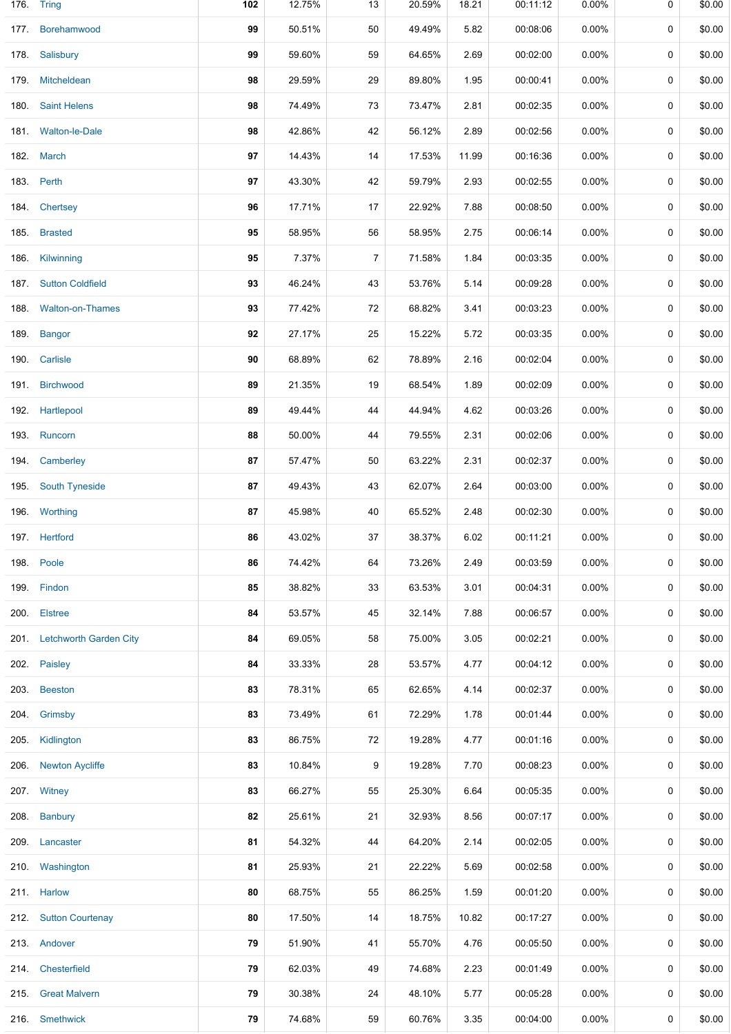| | | | | | | | | | | |
|---|---|---|---|---|---|---|---|---|---|---|
| 176. | Tring | **102** | 12.75% | 13 | 20.59% | 18.21 | 00:11:12 | 0.00% | 0 | $0.00 |
| 177. | Borehamwood | **99** | 50.51% | 50 | 49.49% | 5.82 | 00:08:06 | 0.00% | 0 | $0.00 |
| 178. | Salisbury | **99** | 59.60% | 59 | 64.65% | 2.69 | 00:02:00 | 0.00% | 0 | $0.00 |
| 179. | Mitcheldean | **98** | 29.59% | 29 | 89.80% | 1.95 | 00:00:41 | 0.00% | 0 | $0.00 |
| 180. | Saint Helens | **98** | 74.49% | 73 | 73.47% | 2.81 | 00:02:35 | 0.00% | 0 | $0.00 |
| 181. | Walton-le-Dale | **98** | 42.86% | 42 | 56.12% | 2.89 | 00:02:56 | 0.00% | 0 | $0.00 |
| 182. | March | **97** | 14.43% | 14 | 17.53% | 11.99 | 00:16:36 | 0.00% | 0 | $0.00 |
| 183. | Perth | **97** | 43.30% | 42 | 59.79% | 2.93 | 00:02:55 | 0.00% | 0 | $0.00 |
| 184. | Chertsey | **96** | 17.71% | 17 | 22.92% | 7.88 | 00:08:50 | 0.00% | 0 | $0.00 |
| 185. | Brasted | **95** | 58.95% | 56 | 58.95% | 2.75 | 00:06:14 | 0.00% | 0 | $0.00 |
| 186. | Kilwinning | **95** | 7.37% | 7 | 71.58% | 1.84 | 00:03:35 | 0.00% | 0 | $0.00 |
| 187. | Sutton Coldfield | **93** | 46.24% | 43 | 53.76% | 5.14 | 00:09:28 | 0.00% | 0 | $0.00 |
| 188. | Walton-on-Thames | **93** | 77.42% | 72 | 68.82% | 3.41 | 00:03:23 | 0.00% | 0 | $0.00 |
| 189. | Bangor | **92** | 27.17% | 25 | 15.22% | 5.72 | 00:03:35 | 0.00% | 0 | $0.00 |
| 190. | Carlisle | **90** | 68.89% | 62 | 78.89% | 2.16 | 00:02:04 | 0.00% | 0 | $0.00 |
| 191. | Birchwood | **89** | 21.35% | 19 | 68.54% | 1.89 | 00:02:09 | 0.00% | 0 | $0.00 |
| 192. | Hartlepool | **89** | 49.44% | 44 | 44.94% | 4.62 | 00:03:26 | 0.00% | 0 | $0.00 |
| 193. | Runcorn | **88** | 50.00% | 44 | 79.55% | 2.31 | 00:02:06 | 0.00% | 0 | $0.00 |
| 194. | Camberley | **87** | 57.47% | 50 | 63.22% | 2.31 | 00:02:37 | 0.00% | 0 | $0.00 |
| 195. | South Tyneside | **87** | 49.43% | 43 | 62.07% | 2.64 | 00:03:00 | 0.00% | 0 | $0.00 |
| 196. | Worthing | **87** | 45.98% | 40 | 65.52% | 2.48 | 00:02:30 | 0.00% | 0 | $0.00 |
| 197. | Hertford | **86** | 43.02% | 37 | 38.37% | 6.02 | 00:11:21 | 0.00% | 0 | $0.00 |
| 198. | Poole | **86** | 74.42% | 64 | 73.26% | 2.49 | 00:03:59 | 0.00% | 0 | $0.00 |
| 199. | Findon | **85** | 38.82% | 33 | 63.53% | 3.01 | 00:04:31 | 0.00% | 0 | $0.00 |
| 200. | Elstree | **84** | 53.57% | 45 | 32.14% | 7.88 | 00:06:57 | 0.00% | 0 | $0.00 |
| 201. | Letchworth Garden City | **84** | 69.05% | 58 | 75.00% | 3.05 | 00:02:21 | 0.00% | 0 | $0.00 |
| 202. | Paisley | **84** | 33.33% | 28 | 53.57% | 4.77 | 00:04:12 | 0.00% | 0 | $0.00 |
| 203. | Beeston | **83** | 78.31% | 65 | 62.65% | 4.14 | 00:02:37 | 0.00% | 0 | $0.00 |
| 204. | Grimsby | **83** | 73.49% | 61 | 72.29% | 1.78 | 00:01:44 | 0.00% | 0 | $0.00 |
| 205. | Kidlington | **83** | 86.75% | 72 | 19.28% | 4.77 | 00:01:16 | 0.00% | 0 | $0.00 |
| 206. | Newton Aycliffe | **83** | 10.84% | 9 | 19.28% | 7.70 | 00:08:23 | 0.00% | 0 | $0.00 |
| 207. | Witney | **83** | 66.27% | 55 | 25.30% | 6.64 | 00:05:35 | 0.00% | 0 | $0.00 |
| 208. | Banbury | **82** | 25.61% | 21 | 32.93% | 8.56 | 00:07:17 | 0.00% | 0 | $0.00 |
| 209. | Lancaster | **81** | 54.32% | 44 | 64.20% | 2.14 | 00:02:05 | 0.00% | 0 | $0.00 |
| 210. | Washington | **81** | 25.93% | 21 | 22.22% | 5.69 | 00:02:58 | 0.00% | 0 | $0.00 |
| 211. | Harlow | **80** | 68.75% | 55 | 86.25% | 1.59 | 00:01:20 | 0.00% | 0 | $0.00 |
| 212. | Sutton Courtenay | **80** | 17.50% | 14 | 18.75% | 10.82 | 00:17:27 | 0.00% | 0 | $0.00 |
| 213. | Andover | **79** | 51.90% | 41 | 55.70% | 4.76 | 00:05:50 | 0.00% | 0 | $0.00 |
| 214. | Chesterfield | **79** | 62.03% | 49 | 74.68% | 2.23 | 00:01:49 | 0.00% | 0 | $0.00 |
| 215. | Great Malvern | **79** | 30.38% | 24 | 48.10% | 5.77 | 00:05:28 | 0.00% | 0 | $0.00 |
| 216. | Smethwick | **79** | 74.68% | 59 | 60.76% | 3.35 | 00:04:00 | 0.00% | 0 | $0.00 |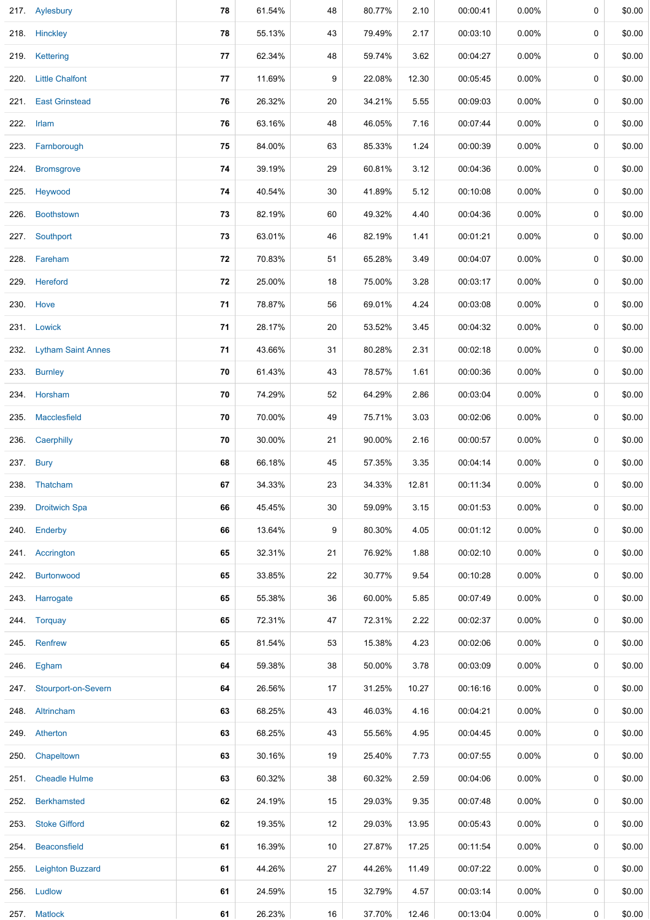| | | | | | | | | | | |
|---|---|---|---|---|---|---|---|---|---|---|
| 217. | Aylesbury | **78** | 61.54% | 48 | 80.77% | 2.10 | 00:00:41 | 0.00% | 0 | $0.00 |
| 218. | Hinckley | **78** | 55.13% | 43 | 79.49% | 2.17 | 00:03:10 | 0.00% | 0 | $0.00 |
| 219. | Kettering | **77** | 62.34% | 48 | 59.74% | 3.62 | 00:04:27 | 0.00% | 0 | $0.00 |
| 220. | Little Chalfont | **77** | 11.69% | 9 | 22.08% | 12.30 | 00:05:45 | 0.00% | 0 | $0.00 |
| 221. | East Grinstead | **76** | 26.32% | 20 | 34.21% | 5.55 | 00:09:03 | 0.00% | 0 | $0.00 |
| 222. | Irlam | **76** | 63.16% | 48 | 46.05% | 7.16 | 00:07:44 | 0.00% | 0 | $0.00 |
| 223. | Farnborough | **75** | 84.00% | 63 | 85.33% | 1.24 | 00:00:39 | 0.00% | 0 | $0.00 |
| 224. | Bromsgrove | **74** | 39.19% | 29 | 60.81% | 3.12 | 00:04:36 | 0.00% | 0 | $0.00 |
| 225. | Heywood | **74** | 40.54% | 30 | 41.89% | 5.12 | 00:10:08 | 0.00% | 0 | $0.00 |
| 226. | Boothstown | **73** | 82.19% | 60 | 49.32% | 4.40 | 00:04:36 | 0.00% | 0 | $0.00 |
| 227. | Southport | **73** | 63.01% | 46 | 82.19% | 1.41 | 00:01:21 | 0.00% | 0 | $0.00 |
| 228. | Fareham | **72** | 70.83% | 51 | 65.28% | 3.49 | 00:04:07 | 0.00% | 0 | $0.00 |
| 229. | Hereford | **72** | 25.00% | 18 | 75.00% | 3.28 | 00:03:17 | 0.00% | 0 | $0.00 |
| 230. | Hove | **71** | 78.87% | 56 | 69.01% | 4.24 | 00:03:08 | 0.00% | 0 | $0.00 |
| 231. | Lowick | **71** | 28.17% | 20 | 53.52% | 3.45 | 00:04:32 | 0.00% | 0 | $0.00 |
| 232. | Lytham Saint Annes | **71** | 43.66% | 31 | 80.28% | 2.31 | 00:02:18 | 0.00% | 0 | $0.00 |
| 233. | Burnley | **70** | 61.43% | 43 | 78.57% | 1.61 | 00:00:36 | 0.00% | 0 | $0.00 |
| 234. | Horsham | **70** | 74.29% | 52 | 64.29% | 2.86 | 00:03:04 | 0.00% | 0 | $0.00 |
| 235. | Macclesfield | **70** | 70.00% | 49 | 75.71% | 3.03 | 00:02:06 | 0.00% | 0 | $0.00 |
| 236. | Caerphilly | **70** | 30.00% | 21 | 90.00% | 2.16 | 00:00:57 | 0.00% | 0 | $0.00 |
| 237. | Bury | **68** | 66.18% | 45 | 57.35% | 3.35 | 00:04:14 | 0.00% | 0 | $0.00 |
| 238. | Thatcham | **67** | 34.33% | 23 | 34.33% | 12.81 | 00:11:34 | 0.00% | 0 | $0.00 |
| 239. | Droitwich Spa | **66** | 45.45% | 30 | 59.09% | 3.15 | 00:01:53 | 0.00% | 0 | $0.00 |
| 240. | Enderby | **66** | 13.64% | 9 | 80.30% | 4.05 | 00:01:12 | 0.00% | 0 | $0.00 |
| 241. | Accrington | **65** | 32.31% | 21 | 76.92% | 1.88 | 00:02:10 | 0.00% | 0 | $0.00 |
| 242. | Burtonwood | **65** | 33.85% | 22 | 30.77% | 9.54 | 00:10:28 | 0.00% | 0 | $0.00 |
| 243. | Harrogate | **65** | 55.38% | 36 | 60.00% | 5.85 | 00:07:49 | 0.00% | 0 | $0.00 |
| 244. | Torquay | **65** | 72.31% | 47 | 72.31% | 2.22 | 00:02:37 | 0.00% | 0 | $0.00 |
| 245. | Renfrew | **65** | 81.54% | 53 | 15.38% | 4.23 | 00:02:06 | 0.00% | 0 | $0.00 |
| 246. | Egham | **64** | 59.38% | 38 | 50.00% | 3.78 | 00:03:09 | 0.00% | 0 | $0.00 |
| 247. | Stourport-on-Severn | **64** | 26.56% | 17 | 31.25% | 10.27 | 00:16:16 | 0.00% | 0 | $0.00 |
| 248. | Altrincham | **63** | 68.25% | 43 | 46.03% | 4.16 | 00:04:21 | 0.00% | 0 | $0.00 |
| 249. | Atherton | **63** | 68.25% | 43 | 55.56% | 4.95 | 00:04:45 | 0.00% | 0 | $0.00 |
| 250. | Chapeltown | **63** | 30.16% | 19 | 25.40% | 7.73 | 00:07:55 | 0.00% | 0 | $0.00 |
| 251. | Cheadle Hulme | **63** | 60.32% | 38 | 60.32% | 2.59 | 00:04:06 | 0.00% | 0 | $0.00 |
| 252. | Berkhamsted | **62** | 24.19% | 15 | 29.03% | 9.35 | 00:07:48 | 0.00% | 0 | $0.00 |
| 253. | Stoke Gifford | **62** | 19.35% | 12 | 29.03% | 13.95 | 00:05:43 | 0.00% | 0 | $0.00 |
| 254. | Beaconsfield | **61** | 16.39% | 10 | 27.87% | 17.25 | 00:11:54 | 0.00% | 0 | $0.00 |
| 255. | Leighton Buzzard | **61** | 44.26% | 27 | 44.26% | 11.49 | 00:07:22 | 0.00% | 0 | $0.00 |
| 256. | Ludlow | **61** | 24.59% | 15 | 32.79% | 4.57 | 00:03:14 | 0.00% | 0 | $0.00 |
| 257. | Matlock | **61** | 26.23% | 16 | 37.70% | 12.46 | 00:13:04 | 0.00% | 0 | $0.00 |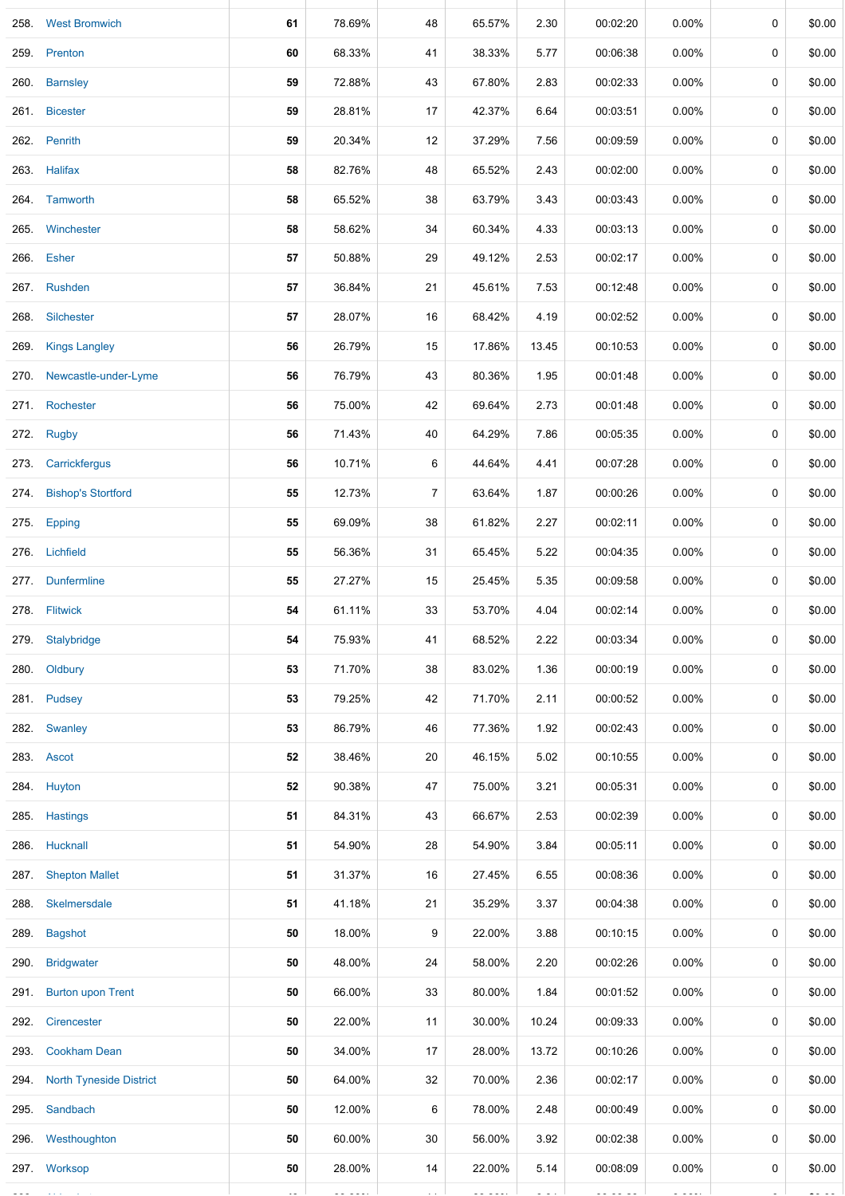| | | | | | | | | | | |
|---|---|---|---|---|---|---|---|---|---|---|
| 258. | West Bromwich | **61** | 78.69% | 48 | 65.57% | 2.30 | 00:02:20 | 0.00% | 0 | $0.00 |
| 259. | Prenton | **60** | 68.33% | 41 | 38.33% | 5.77 | 00:06:38 | 0.00% | 0 | $0.00 |
| 260. | Barnsley | **59** | 72.88% | 43 | 67.80% | 2.83 | 00:02:33 | 0.00% | 0 | $0.00 |
| 261. | Bicester | **59** | 28.81% | 17 | 42.37% | 6.64 | 00:03:51 | 0.00% | 0 | $0.00 |
| 262. | Penrith | **59** | 20.34% | 12 | 37.29% | 7.56 | 00:09:59 | 0.00% | 0 | $0.00 |
| 263. | Halifax | **58** | 82.76% | 48 | 65.52% | 2.43 | 00:02:00 | 0.00% | 0 | $0.00 |
| 264. | Tamworth | **58** | 65.52% | 38 | 63.79% | 3.43 | 00:03:43 | 0.00% | 0 | $0.00 |
| 265. | Winchester | **58** | 58.62% | 34 | 60.34% | 4.33 | 00:03:13 | 0.00% | 0 | $0.00 |
| 266. | Esher | **57** | 50.88% | 29 | 49.12% | 2.53 | 00:02:17 | 0.00% | 0 | $0.00 |
| 267. | Rushden | **57** | 36.84% | 21 | 45.61% | 7.53 | 00:12:48 | 0.00% | 0 | $0.00 |
| 268. | Silchester | **57** | 28.07% | 16 | 68.42% | 4.19 | 00:02:52 | 0.00% | 0 | $0.00 |
| 269. | Kings Langley | **56** | 26.79% | 15 | 17.86% | 13.45 | 00:10:53 | 0.00% | 0 | $0.00 |
| 270. | Newcastle-under-Lyme | **56** | 76.79% | 43 | 80.36% | 1.95 | 00:01:48 | 0.00% | 0 | $0.00 |
| 271. | Rochester | **56** | 75.00% | 42 | 69.64% | 2.73 | 00:01:48 | 0.00% | 0 | $0.00 |
| 272. | Rugby | **56** | 71.43% | 40 | 64.29% | 7.86 | 00:05:35 | 0.00% | 0 | $0.00 |
| 273. | Carrickfergus | **56** | 10.71% | 6 | 44.64% | 4.41 | 00:07:28 | 0.00% | 0 | $0.00 |
| 274. | Bishop's Stortford | **55** | 12.73% | 7 | 63.64% | 1.87 | 00:00:26 | 0.00% | 0 | $0.00 |
| 275. | Epping | **55** | 69.09% | 38 | 61.82% | 2.27 | 00:02:11 | 0.00% | 0 | $0.00 |
| 276. | Lichfield | **55** | 56.36% | 31 | 65.45% | 5.22 | 00:04:35 | 0.00% | 0 | $0.00 |
| 277. | Dunfermline | **55** | 27.27% | 15 | 25.45% | 5.35 | 00:09:58 | 0.00% | 0 | $0.00 |
| 278. | Flitwick | **54** | 61.11% | 33 | 53.70% | 4.04 | 00:02:14 | 0.00% | 0 | $0.00 |
| 279. | Stalybridge | **54** | 75.93% | 41 | 68.52% | 2.22 | 00:03:34 | 0.00% | 0 | $0.00 |
| 280. | Oldbury | **53** | 71.70% | 38 | 83.02% | 1.36 | 00:00:19 | 0.00% | 0 | $0.00 |
| 281. | Pudsey | **53** | 79.25% | 42 | 71.70% | 2.11 | 00:00:52 | 0.00% | 0 | $0.00 |
| 282. | Swanley | **53** | 86.79% | 46 | 77.36% | 1.92 | 00:02:43 | 0.00% | 0 | $0.00 |
| 283. | Ascot | **52** | 38.46% | 20 | 46.15% | 5.02 | 00:10:55 | 0.00% | 0 | $0.00 |
| 284. | Huyton | **52** | 90.38% | 47 | 75.00% | 3.21 | 00:05:31 | 0.00% | 0 | $0.00 |
| 285. | Hastings | **51** | 84.31% | 43 | 66.67% | 2.53 | 00:02:39 | 0.00% | 0 | $0.00 |
| 286. | Hucknall | **51** | 54.90% | 28 | 54.90% | 3.84 | 00:05:11 | 0.00% | 0 | $0.00 |
| 287. | Shepton Mallet | **51** | 31.37% | 16 | 27.45% | 6.55 | 00:08:36 | 0.00% | 0 | $0.00 |
| 288. | Skelmersdale | **51** | 41.18% | 21 | 35.29% | 3.37 | 00:04:38 | 0.00% | 0 | $0.00 |
| 289. | Bagshot | **50** | 18.00% | 9 | 22.00% | 3.88 | 00:10:15 | 0.00% | 0 | $0.00 |
| 290. | Bridgwater | **50** | 48.00% | 24 | 58.00% | 2.20 | 00:02:26 | 0.00% | 0 | $0.00 |
| 291. | Burton upon Trent | **50** | 66.00% | 33 | 80.00% | 1.84 | 00:01:52 | 0.00% | 0 | $0.00 |
| 292. | Cirencester | **50** | 22.00% | 11 | 30.00% | 10.24 | 00:09:33 | 0.00% | 0 | $0.00 |
| 293. | Cookham Dean | **50** | 34.00% | 17 | 28.00% | 13.72 | 00:10:26 | 0.00% | 0 | $0.00 |
| 294. | North Tyneside District | **50** | 64.00% | 32 | 70.00% | 2.36 | 00:02:17 | 0.00% | 0 | $0.00 |
| 295. | Sandbach | **50** | 12.00% | 6 | 78.00% | 2.48 | 00:00:49 | 0.00% | 0 | $0.00 |
| 296. | Westhoughton | **50** | 60.00% | 30 | 56.00% | 3.92 | 00:02:38 | 0.00% | 0 | $0.00 |
| 297. | Worksop | **50** | 28.00% | 14 | 22.00% | 5.14 | 00:08:09 | 0.00% | 0 | $0.00 |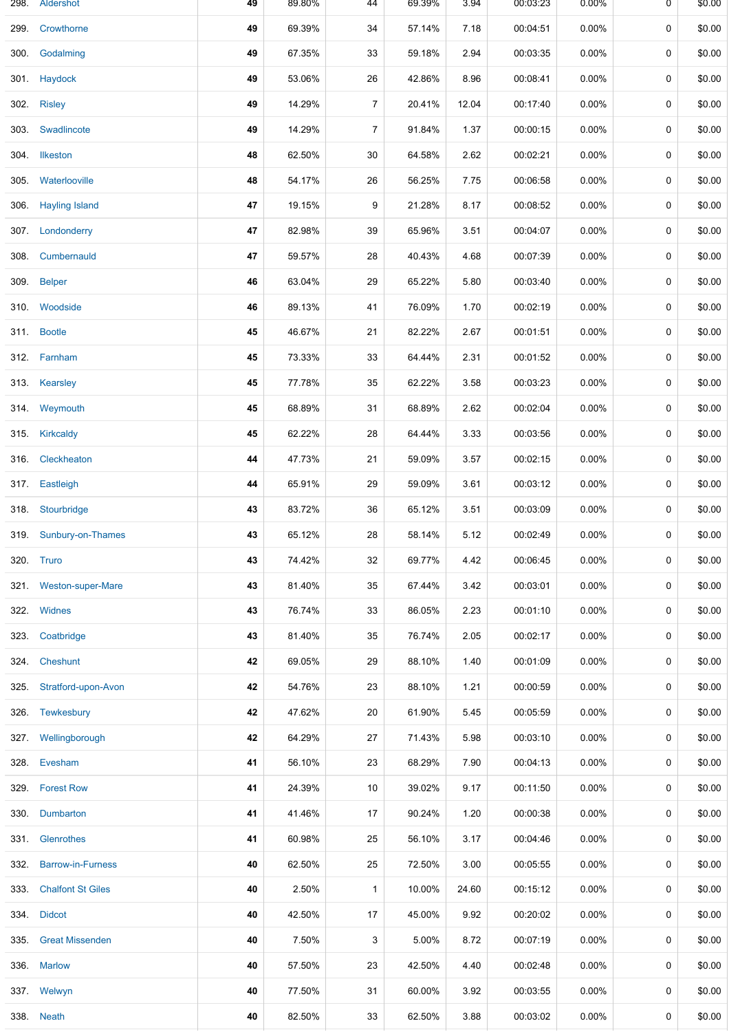| | | | | | | | | | |
|---|---|---|---|---|---|---|---|---|---|
| 298. Aldershot | 49 | 89.80% | 44 | 69.39% | 3.94 | 00:03:23 | 0.00% | 0 | $0.00 |
| 299. Crowthorne | 49 | 69.39% | 34 | 57.14% | 7.18 | 00:04:51 | 0.00% | 0 | $0.00 |
| 300. Godalming | 49 | 67.35% | 33 | 59.18% | 2.94 | 00:03:35 | 0.00% | 0 | $0.00 |
| 301. Haydock | 49 | 53.06% | 26 | 42.86% | 8.96 | 00:08:41 | 0.00% | 0 | $0.00 |
| 302. Risley | 49 | 14.29% | 7 | 20.41% | 12.04 | 00:17:40 | 0.00% | 0 | $0.00 |
| 303. Swadlincote | 49 | 14.29% | 7 | 91.84% | 1.37 | 00:00:15 | 0.00% | 0 | $0.00 |
| 304. Ilkeston | 48 | 62.50% | 30 | 64.58% | 2.62 | 00:02:21 | 0.00% | 0 | $0.00 |
| 305. Waterlooville | 48 | 54.17% | 26 | 56.25% | 7.75 | 00:06:58 | 0.00% | 0 | $0.00 |
| 306. Hayling Island | 47 | 19.15% | 9 | 21.28% | 8.17 | 00:08:52 | 0.00% | 0 | $0.00 |
| 307. Londonderry | 47 | 82.98% | 39 | 65.96% | 3.51 | 00:04:07 | 0.00% | 0 | $0.00 |
| 308. Cumbernauld | 47 | 59.57% | 28 | 40.43% | 4.68 | 00:07:39 | 0.00% | 0 | $0.00 |
| 309. Belper | 46 | 63.04% | 29 | 65.22% | 5.80 | 00:03:40 | 0.00% | 0 | $0.00 |
| 310. Woodside | 46 | 89.13% | 41 | 76.09% | 1.70 | 00:02:19 | 0.00% | 0 | $0.00 |
| 311. Bootle | 45 | 46.67% | 21 | 82.22% | 2.67 | 00:01:51 | 0.00% | 0 | $0.00 |
| 312. Farnham | 45 | 73.33% | 33 | 64.44% | 2.31 | 00:01:52 | 0.00% | 0 | $0.00 |
| 313. Kearsley | 45 | 77.78% | 35 | 62.22% | 3.58 | 00:03:23 | 0.00% | 0 | $0.00 |
| 314. Weymouth | 45 | 68.89% | 31 | 68.89% | 2.62 | 00:02:04 | 0.00% | 0 | $0.00 |
| 315. Kirkcaldy | 45 | 62.22% | 28 | 64.44% | 3.33 | 00:03:56 | 0.00% | 0 | $0.00 |
| 316. Cleckheaton | 44 | 47.73% | 21 | 59.09% | 3.57 | 00:02:15 | 0.00% | 0 | $0.00 |
| 317. Eastleigh | 44 | 65.91% | 29 | 59.09% | 3.61 | 00:03:12 | 0.00% | 0 | $0.00 |
| 318. Stourbridge | 43 | 83.72% | 36 | 65.12% | 3.51 | 00:03:09 | 0.00% | 0 | $0.00 |
| 319. Sunbury-on-Thames | 43 | 65.12% | 28 | 58.14% | 5.12 | 00:02:49 | 0.00% | 0 | $0.00 |
| 320. Truro | 43 | 74.42% | 32 | 69.77% | 4.42 | 00:06:45 | 0.00% | 0 | $0.00 |
| 321. Weston-super-Mare | 43 | 81.40% | 35 | 67.44% | 3.42 | 00:03:01 | 0.00% | 0 | $0.00 |
| 322. Widnes | 43 | 76.74% | 33 | 86.05% | 2.23 | 00:01:10 | 0.00% | 0 | $0.00 |
| 323. Coatbridge | 43 | 81.40% | 35 | 76.74% | 2.05 | 00:02:17 | 0.00% | 0 | $0.00 |
| 324. Cheshunt | 42 | 69.05% | 29 | 88.10% | 1.40 | 00:01:09 | 0.00% | 0 | $0.00 |
| 325. Stratford-upon-Avon | 42 | 54.76% | 23 | 88.10% | 1.21 | 00:00:59 | 0.00% | 0 | $0.00 |
| 326. Tewkesbury | 42 | 47.62% | 20 | 61.90% | 5.45 | 00:05:59 | 0.00% | 0 | $0.00 |
| 327. Wellingborough | 42 | 64.29% | 27 | 71.43% | 5.98 | 00:03:10 | 0.00% | 0 | $0.00 |
| 328. Evesham | 41 | 56.10% | 23 | 68.29% | 7.90 | 00:04:13 | 0.00% | 0 | $0.00 |
| 329. Forest Row | 41 | 24.39% | 10 | 39.02% | 9.17 | 00:11:50 | 0.00% | 0 | $0.00 |
| 330. Dumbarton | 41 | 41.46% | 17 | 90.24% | 1.20 | 00:00:38 | 0.00% | 0 | $0.00 |
| 331. Glenrothes | 41 | 60.98% | 25 | 56.10% | 3.17 | 00:04:46 | 0.00% | 0 | $0.00 |
| 332. Barrow-in-Furness | 40 | 62.50% | 25 | 72.50% | 3.00 | 00:05:55 | 0.00% | 0 | $0.00 |
| 333. Chalfont St Giles | 40 | 2.50% | 1 | 10.00% | 24.60 | 00:15:12 | 0.00% | 0 | $0.00 |
| 334. Didcot | 40 | 42.50% | 17 | 45.00% | 9.92 | 00:20:02 | 0.00% | 0 | $0.00 |
| 335. Great Missenden | 40 | 7.50% | 3 | 5.00% | 8.72 | 00:07:19 | 0.00% | 0 | $0.00 |
| 336. Marlow | 40 | 57.50% | 23 | 42.50% | 4.40 | 00:02:48 | 0.00% | 0 | $0.00 |
| 337. Welwyn | 40 | 77.50% | 31 | 60.00% | 3.92 | 00:03:55 | 0.00% | 0 | $0.00 |
| 338. Neath | 40 | 82.50% | 33 | 62.50% | 3.88 | 00:03:02 | 0.00% | 0 | $0.00 |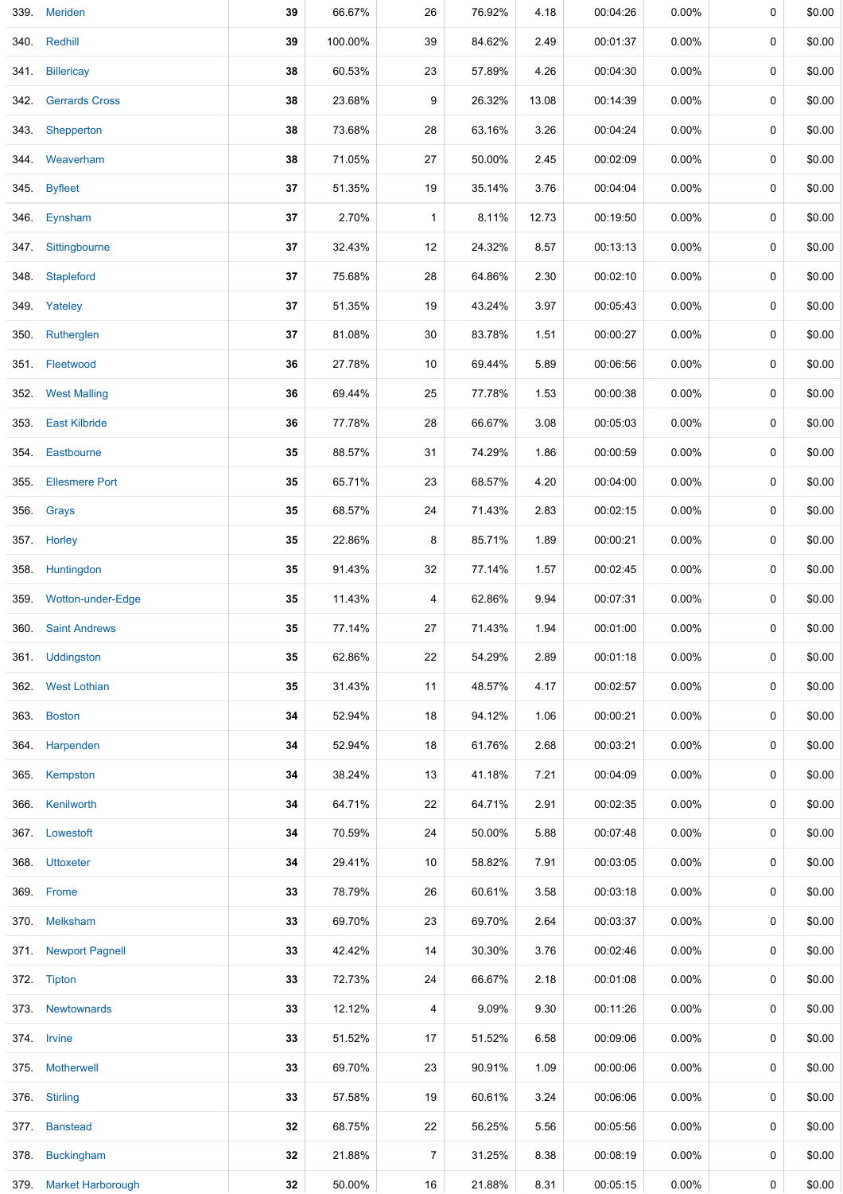| | | | | | | | | | | |
|---|---|---|---|---|---|---|---|---|---|---|
| 339. | Meriden | **39** | 66.67% | 26 | 76.92% | 4.18 | 00:04:26 | 0.00% | 0 | $0.00 |
| 340. | Redhill | **39** | 100.00% | 39 | 84.62% | 2.49 | 00:01:37 | 0.00% | 0 | $0.00 |
| 341. | Billericay | **38** | 60.53% | 23 | 57.89% | 4.26 | 00:04:30 | 0.00% | 0 | $0.00 |
| 342. | Gerrards Cross | **38** | 23.68% | 9 | 26.32% | 13.08 | 00:14:39 | 0.00% | 0 | $0.00 |
| 343. | Shepperton | **38** | 73.68% | 28 | 63.16% | 3.26 | 00:04:24 | 0.00% | 0 | $0.00 |
| 344. | Weaverham | **38** | 71.05% | 27 | 50.00% | 2.45 | 00:02:09 | 0.00% | 0 | $0.00 |
| 345. | Byfleet | **37** | 51.35% | 19 | 35.14% | 3.76 | 00:04:04 | 0.00% | 0 | $0.00 |
| 346. | Eynsham | **37** | 2.70% | 1 | 8.11% | 12.73 | 00:19:50 | 0.00% | 0 | $0.00 |
| 347. | Sittingbourne | **37** | 32.43% | 12 | 24.32% | 8.57 | 00:13:13 | 0.00% | 0 | $0.00 |
| 348. | Stapleford | **37** | 75.68% | 28 | 64.86% | 2.30 | 00:02:10 | 0.00% | 0 | $0.00 |
| 349. | Yateley | **37** | 51.35% | 19 | 43.24% | 3.97 | 00:05:43 | 0.00% | 0 | $0.00 |
| 350. | Rutherglen | **37** | 81.08% | 30 | 83.78% | 1.51 | 00:00:27 | 0.00% | 0 | $0.00 |
| 351. | Fleetwood | **36** | 27.78% | 10 | 69.44% | 5.89 | 00:06:56 | 0.00% | 0 | $0.00 |
| 352. | West Malling | **36** | 69.44% | 25 | 77.78% | 1.53 | 00:00:38 | 0.00% | 0 | $0.00 |
| 353. | East Kilbride | **36** | 77.78% | 28 | 66.67% | 3.08 | 00:05:03 | 0.00% | 0 | $0.00 |
| 354. | Eastbourne | **35** | 88.57% | 31 | 74.29% | 1.86 | 00:00:59 | 0.00% | 0 | $0.00 |
| 355. | Ellesmere Port | **35** | 65.71% | 23 | 68.57% | 4.20 | 00:04:00 | 0.00% | 0 | $0.00 |
| 356. | Grays | **35** | 68.57% | 24 | 71.43% | 2.83 | 00:02:15 | 0.00% | 0 | $0.00 |
| 357. | Horley | **35** | 22.86% | 8 | 85.71% | 1.89 | 00:00:21 | 0.00% | 0 | $0.00 |
| 358. | Huntingdon | **35** | 91.43% | 32 | 77.14% | 1.57 | 00:02:45 | 0.00% | 0 | $0.00 |
| 359. | Wotton-under-Edge | **35** | 11.43% | 4 | 62.86% | 9.94 | 00:07:31 | 0.00% | 0 | $0.00 |
| 360. | Saint Andrews | **35** | 77.14% | 27 | 71.43% | 1.94 | 00:01:00 | 0.00% | 0 | $0.00 |
| 361. | Uddingston | **35** | 62.86% | 22 | 54.29% | 2.89 | 00:01:18 | 0.00% | 0 | $0.00 |
| 362. | West Lothian | **35** | 31.43% | 11 | 48.57% | 4.17 | 00:02:57 | 0.00% | 0 | $0.00 |
| 363. | Boston | **34** | 52.94% | 18 | 94.12% | 1.06 | 00:00:21 | 0.00% | 0 | $0.00 |
| 364. | Harpenden | **34** | 52.94% | 18 | 61.76% | 2.68 | 00:03:21 | 0.00% | 0 | $0.00 |
| 365. | Kempston | **34** | 38.24% | 13 | 41.18% | 7.21 | 00:04:09 | 0.00% | 0 | $0.00 |
| 366. | Kenilworth | **34** | 64.71% | 22 | 64.71% | 2.91 | 00:02:35 | 0.00% | 0 | $0.00 |
| 367. | Lowestoft | **34** | 70.59% | 24 | 50.00% | 5.88 | 00:07:48 | 0.00% | 0 | $0.00 |
| 368. | Uttoxeter | **34** | 29.41% | 10 | 58.82% | 7.91 | 00:03:05 | 0.00% | 0 | $0.00 |
| 369. | Frome | **33** | 78.79% | 26 | 60.61% | 3.58 | 00:03:18 | 0.00% | 0 | $0.00 |
| 370. | Melksham | **33** | 69.70% | 23 | 69.70% | 2.64 | 00:03:37 | 0.00% | 0 | $0.00 |
| 371. | Newport Pagnell | **33** | 42.42% | 14 | 30.30% | 3.76 | 00:02:46 | 0.00% | 0 | $0.00 |
| 372. | Tipton | **33** | 72.73% | 24 | 66.67% | 2.18 | 00:01:08 | 0.00% | 0 | $0.00 |
| 373. | Newtownards | **33** | 12.12% | 4 | 9.09% | 9.30 | 00:11:26 | 0.00% | 0 | $0.00 |
| 374. | Irvine | **33** | 51.52% | 17 | 51.52% | 6.58 | 00:09:06 | 0.00% | 0 | $0.00 |
| 375. | Motherwell | **33** | 69.70% | 23 | 90.91% | 1.09 | 00:00:06 | 0.00% | 0 | $0.00 |
| 376. | Stirling | **33** | 57.58% | 19 | 60.61% | 3.24 | 00:06:06 | 0.00% | 0 | $0.00 |
| 377. | Banstead | **32** | 68.75% | 22 | 56.25% | 5.56 | 00:05:56 | 0.00% | 0 | $0.00 |
| 378. | Buckingham | **32** | 21.88% | 7 | 31.25% | 8.38 | 00:08:19 | 0.00% | 0 | $0.00 |
| 379. | Market Harborough | **32** | 50.00% | 16 | 21.88% | 8.31 | 00:05:15 | 0.00% | 0 | $0.00 |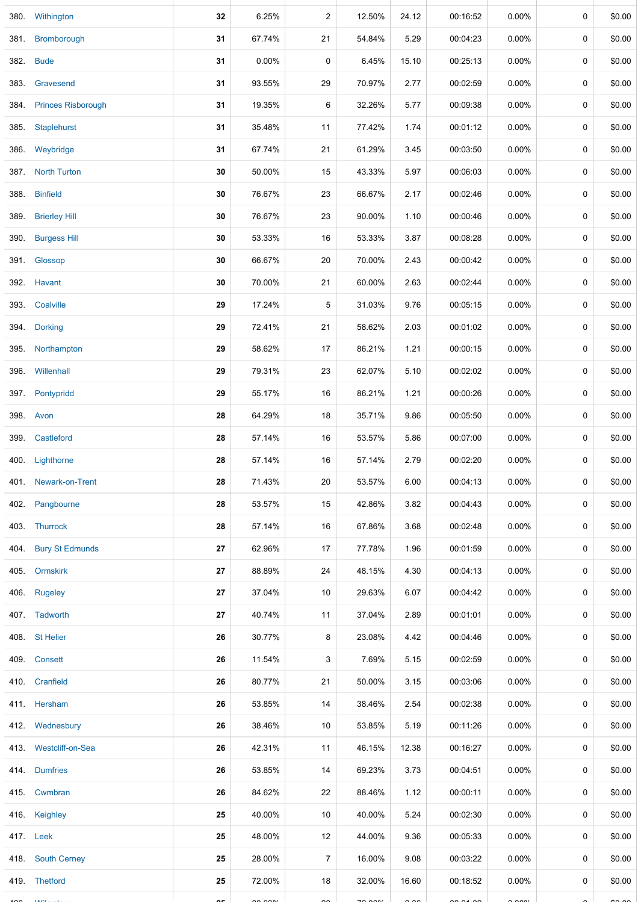| | | | | | | | | | | |
|---|---|---|---|---|---|---|---|---|---|---|
| 380. | Withington | **32** | 6.25% | 2 | 12.50% | 24.12 | 00:16:52 | 0.00% | 0 | $0.00 |
| 381. | Bromborough | **31** | 67.74% | 21 | 54.84% | 5.29 | 00:04:23 | 0.00% | 0 | $0.00 |
| 382. | Bude | **31** | 0.00% | 0 | 6.45% | 15.10 | 00:25:13 | 0.00% | 0 | $0.00 |
| 383. | Gravesend | **31** | 93.55% | 29 | 70.97% | 2.77 | 00:02:59 | 0.00% | 0 | $0.00 |
| 384. | Princes Risborough | **31** | 19.35% | 6 | 32.26% | 5.77 | 00:09:38 | 0.00% | 0 | $0.00 |
| 385. | Staplehurst | **31** | 35.48% | 11 | 77.42% | 1.74 | 00:01:12 | 0.00% | 0 | $0.00 |
| 386. | Weybridge | **31** | 67.74% | 21 | 61.29% | 3.45 | 00:03:50 | 0.00% | 0 | $0.00 |
| 387. | North Turton | **30** | 50.00% | 15 | 43.33% | 5.97 | 00:06:03 | 0.00% | 0 | $0.00 |
| 388. | Binfield | **30** | 76.67% | 23 | 66.67% | 2.17 | 00:02:46 | 0.00% | 0 | $0.00 |
| 389. | Brierley Hill | **30** | 76.67% | 23 | 90.00% | 1.10 | 00:00:46 | 0.00% | 0 | $0.00 |
| 390. | Burgess Hill | **30** | 53.33% | 16 | 53.33% | 3.87 | 00:08:28 | 0.00% | 0 | $0.00 |
| 391. | Glossop | **30** | 66.67% | 20 | 70.00% | 2.43 | 00:00:42 | 0.00% | 0 | $0.00 |
| 392. | Havant | **30** | 70.00% | 21 | 60.00% | 2.63 | 00:02:44 | 0.00% | 0 | $0.00 |
| 393. | Coalville | **29** | 17.24% | 5 | 31.03% | 9.76 | 00:05:15 | 0.00% | 0 | $0.00 |
| 394. | Dorking | **29** | 72.41% | 21 | 58.62% | 2.03 | 00:01:02 | 0.00% | 0 | $0.00 |
| 395. | Northampton | **29** | 58.62% | 17 | 86.21% | 1.21 | 00:00:15 | 0.00% | 0 | $0.00 |
| 396. | Willenhall | **29** | 79.31% | 23 | 62.07% | 5.10 | 00:02:02 | 0.00% | 0 | $0.00 |
| 397. | Pontypridd | **29** | 55.17% | 16 | 86.21% | 1.21 | 00:00:26 | 0.00% | 0 | $0.00 |
| 398. | Avon | **28** | 64.29% | 18 | 35.71% | 9.86 | 00:05:50 | 0.00% | 0 | $0.00 |
| 399. | Castleford | **28** | 57.14% | 16 | 53.57% | 5.86 | 00:07:00 | 0.00% | 0 | $0.00 |
| 400. | Lighthorne | **28** | 57.14% | 16 | 57.14% | 2.79 | 00:02:20 | 0.00% | 0 | $0.00 |
| 401. | Newark-on-Trent | **28** | 71.43% | 20 | 53.57% | 6.00 | 00:04:13 | 0.00% | 0 | $0.00 |
| 402. | Pangbourne | **28** | 53.57% | 15 | 42.86% | 3.82 | 00:04:43 | 0.00% | 0 | $0.00 |
| 403. | Thurrock | **28** | 57.14% | 16 | 67.86% | 3.68 | 00:02:48 | 0.00% | 0 | $0.00 |
| 404. | Bury St Edmunds | **27** | 62.96% | 17 | 77.78% | 1.96 | 00:01:59 | 0.00% | 0 | $0.00 |
| 405. | Ormskirk | **27** | 88.89% | 24 | 48.15% | 4.30 | 00:04:13 | 0.00% | 0 | $0.00 |
| 406. | Rugeley | **27** | 37.04% | 10 | 29.63% | 6.07 | 00:04:42 | 0.00% | 0 | $0.00 |
| 407. | Tadworth | **27** | 40.74% | 11 | 37.04% | 2.89 | 00:01:01 | 0.00% | 0 | $0.00 |
| 408. | St Helier | **26** | 30.77% | 8 | 23.08% | 4.42 | 00:04:46 | 0.00% | 0 | $0.00 |
| 409. | Consett | **26** | 11.54% | 3 | 7.69% | 5.15 | 00:02:59 | 0.00% | 0 | $0.00 |
| 410. | Cranfield | **26** | 80.77% | 21 | 50.00% | 3.15 | 00:03:06 | 0.00% | 0 | $0.00 |
| 411. | Hersham | **26** | 53.85% | 14 | 38.46% | 2.54 | 00:02:38 | 0.00% | 0 | $0.00 |
| 412. | Wednesbury | **26** | 38.46% | 10 | 53.85% | 5.19 | 00:11:26 | 0.00% | 0 | $0.00 |
| 413. | Westcliff-on-Sea | **26** | 42.31% | 11 | 46.15% | 12.38 | 00:16:27 | 0.00% | 0 | $0.00 |
| 414. | Dumfries | **26** | 53.85% | 14 | 69.23% | 3.73 | 00:04:51 | 0.00% | 0 | $0.00 |
| 415. | Cwmbran | **26** | 84.62% | 22 | 88.46% | 1.12 | 00:00:11 | 0.00% | 0 | $0.00 |
| 416. | Keighley | **25** | 40.00% | 10 | 40.00% | 5.24 | 00:02:30 | 0.00% | 0 | $0.00 |
| 417. | Leek | **25** | 48.00% | 12 | 44.00% | 9.36 | 00:05:33 | 0.00% | 0 | $0.00 |
| 418. | South Cerney | **25** | 28.00% | 7 | 16.00% | 9.08 | 00:03:22 | 0.00% | 0 | $0.00 |
| 419. | Thetford | **25** | 72.00% | 18 | 32.00% | 16.60 | 00:18:52 | 0.00% | 0 | $0.00 |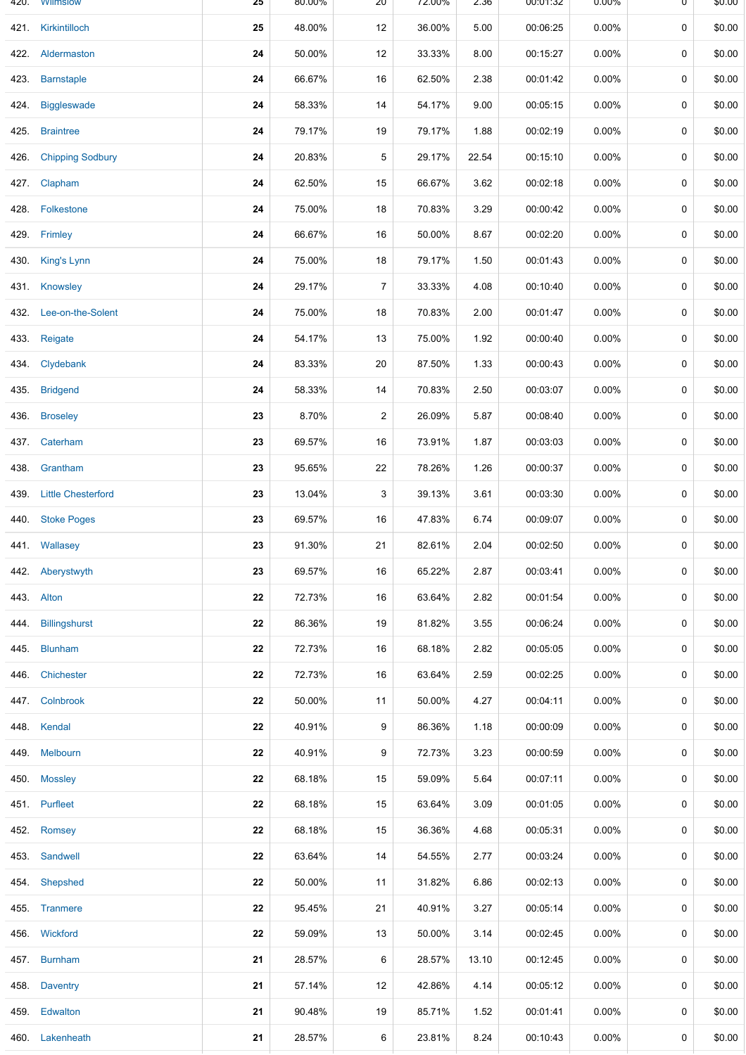| | | | | | | | | | | |
|---|---|---|---|---|---|---|---|---|---|---|
| 420. | Wilmslow | 25 | 80.00% | 20 | 72.00% | 2.36 | 00:01:32 | 0.00% | 0 | $0.00 |
| 421. | Kirkintilloch | 25 | 48.00% | 12 | 36.00% | 5.00 | 00:06:25 | 0.00% | 0 | $0.00 |
| 422. | Aldermaston | 24 | 50.00% | 12 | 33.33% | 8.00 | 00:15:27 | 0.00% | 0 | $0.00 |
| 423. | Barnstaple | 24 | 66.67% | 16 | 62.50% | 2.38 | 00:01:42 | 0.00% | 0 | $0.00 |
| 424. | Biggleswade | 24 | 58.33% | 14 | 54.17% | 9.00 | 00:05:15 | 0.00% | 0 | $0.00 |
| 425. | Braintree | 24 | 79.17% | 19 | 79.17% | 1.88 | 00:02:19 | 0.00% | 0 | $0.00 |
| 426. | Chipping Sodbury | 24 | 20.83% | 5 | 29.17% | 22.54 | 00:15:10 | 0.00% | 0 | $0.00 |
| 427. | Clapham | 24 | 62.50% | 15 | 66.67% | 3.62 | 00:02:18 | 0.00% | 0 | $0.00 |
| 428. | Folkestone | 24 | 75.00% | 18 | 70.83% | 3.29 | 00:00:42 | 0.00% | 0 | $0.00 |
| 429. | Frimley | 24 | 66.67% | 16 | 50.00% | 8.67 | 00:02:20 | 0.00% | 0 | $0.00 |
| 430. | King's Lynn | 24 | 75.00% | 18 | 79.17% | 1.50 | 00:01:43 | 0.00% | 0 | $0.00 |
| 431. | Knowsley | 24 | 29.17% | 7 | 33.33% | 4.08 | 00:10:40 | 0.00% | 0 | $0.00 |
| 432. | Lee-on-the-Solent | 24 | 75.00% | 18 | 70.83% | 2.00 | 00:01:47 | 0.00% | 0 | $0.00 |
| 433. | Reigate | 24 | 54.17% | 13 | 75.00% | 1.92 | 00:00:40 | 0.00% | 0 | $0.00 |
| 434. | Clydebank | 24 | 83.33% | 20 | 87.50% | 1.33 | 00:00:43 | 0.00% | 0 | $0.00 |
| 435. | Bridgend | 24 | 58.33% | 14 | 70.83% | 2.50 | 00:03:07 | 0.00% | 0 | $0.00 |
| 436. | Broseley | 23 | 8.70% | 2 | 26.09% | 5.87 | 00:08:40 | 0.00% | 0 | $0.00 |
| 437. | Caterham | 23 | 69.57% | 16 | 73.91% | 1.87 | 00:03:03 | 0.00% | 0 | $0.00 |
| 438. | Grantham | 23 | 95.65% | 22 | 78.26% | 1.26 | 00:00:37 | 0.00% | 0 | $0.00 |
| 439. | Little Chesterford | 23 | 13.04% | 3 | 39.13% | 3.61 | 00:03:30 | 0.00% | 0 | $0.00 |
| 440. | Stoke Poges | 23 | 69.57% | 16 | 47.83% | 6.74 | 00:09:07 | 0.00% | 0 | $0.00 |
| 441. | Wallasey | 23 | 91.30% | 21 | 82.61% | 2.04 | 00:02:50 | 0.00% | 0 | $0.00 |
| 442. | Aberystwyth | 23 | 69.57% | 16 | 65.22% | 2.87 | 00:03:41 | 0.00% | 0 | $0.00 |
| 443. | Alton | 22 | 72.73% | 16 | 63.64% | 2.82 | 00:01:54 | 0.00% | 0 | $0.00 |
| 444. | Billingshurst | 22 | 86.36% | 19 | 81.82% | 3.55 | 00:06:24 | 0.00% | 0 | $0.00 |
| 445. | Blunham | 22 | 72.73% | 16 | 68.18% | 2.82 | 00:05:05 | 0.00% | 0 | $0.00 |
| 446. | Chichester | 22 | 72.73% | 16 | 63.64% | 2.59 | 00:02:25 | 0.00% | 0 | $0.00 |
| 447. | Colnbrook | 22 | 50.00% | 11 | 50.00% | 4.27 | 00:04:11 | 0.00% | 0 | $0.00 |
| 448. | Kendal | 22 | 40.91% | 9 | 86.36% | 1.18 | 00:00:09 | 0.00% | 0 | $0.00 |
| 449. | Melbourn | 22 | 40.91% | 9 | 72.73% | 3.23 | 00:00:59 | 0.00% | 0 | $0.00 |
| 450. | Mossley | 22 | 68.18% | 15 | 59.09% | 5.64 | 00:07:11 | 0.00% | 0 | $0.00 |
| 451. | Purfleet | 22 | 68.18% | 15 | 63.64% | 3.09 | 00:01:05 | 0.00% | 0 | $0.00 |
| 452. | Romsey | 22 | 68.18% | 15 | 36.36% | 4.68 | 00:05:31 | 0.00% | 0 | $0.00 |
| 453. | Sandwell | 22 | 63.64% | 14 | 54.55% | 2.77 | 00:03:24 | 0.00% | 0 | $0.00 |
| 454. | Shepshed | 22 | 50.00% | 11 | 31.82% | 6.86 | 00:02:13 | 0.00% | 0 | $0.00 |
| 455. | Tranmere | 22 | 95.45% | 21 | 40.91% | 3.27 | 00:05:14 | 0.00% | 0 | $0.00 |
| 456. | Wickford | 22 | 59.09% | 13 | 50.00% | 3.14 | 00:02:45 | 0.00% | 0 | $0.00 |
| 457. | Burnham | 21 | 28.57% | 6 | 28.57% | 13.10 | 00:12:45 | 0.00% | 0 | $0.00 |
| 458. | Daventry | 21 | 57.14% | 12 | 42.86% | 4.14 | 00:05:12 | 0.00% | 0 | $0.00 |
| 459. | Edwalton | 21 | 90.48% | 19 | 85.71% | 1.52 | 00:01:41 | 0.00% | 0 | $0.00 |
| 460. | Lakenheath | 21 | 28.57% | 6 | 23.81% | 8.24 | 00:10:43 | 0.00% | 0 | $0.00 |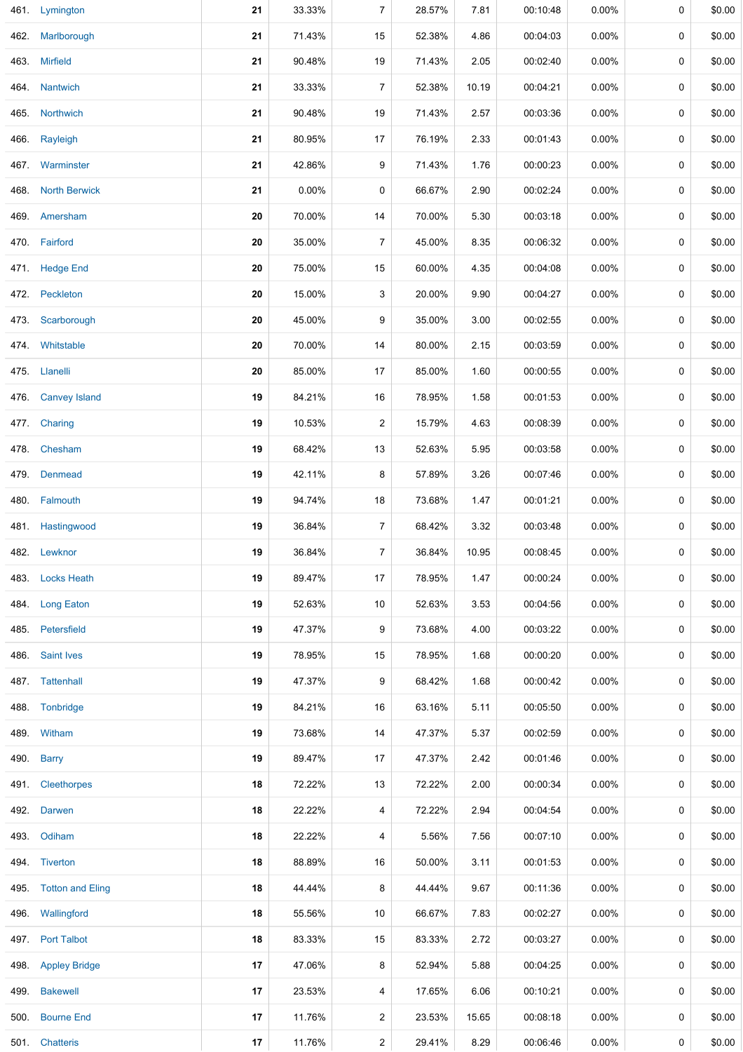| | | | | | | | | | | |
|---|---|---|---|---|---|---|---|---|---|---|
| 461. | Lymington | 21 | 33.33% | 7 | 28.57% | 7.81 | 00:10:48 | 0.00% | 0 | $0.00 |
| 462. | Marlborough | 21 | 71.43% | 15 | 52.38% | 4.86 | 00:04:03 | 0.00% | 0 | $0.00 |
| 463. | Mirfield | 21 | 90.48% | 19 | 71.43% | 2.05 | 00:02:40 | 0.00% | 0 | $0.00 |
| 464. | Nantwich | 21 | 33.33% | 7 | 52.38% | 10.19 | 00:04:21 | 0.00% | 0 | $0.00 |
| 465. | Northwich | 21 | 90.48% | 19 | 71.43% | 2.57 | 00:03:36 | 0.00% | 0 | $0.00 |
| 466. | Rayleigh | 21 | 80.95% | 17 | 76.19% | 2.33 | 00:01:43 | 0.00% | 0 | $0.00 |
| 467. | Warminster | 21 | 42.86% | 9 | 71.43% | 1.76 | 00:00:23 | 0.00% | 0 | $0.00 |
| 468. | North Berwick | 21 | 0.00% | 0 | 66.67% | 2.90 | 00:02:24 | 0.00% | 0 | $0.00 |
| 469. | Amersham | 20 | 70.00% | 14 | 70.00% | 5.30 | 00:03:18 | 0.00% | 0 | $0.00 |
| 470. | Fairford | 20 | 35.00% | 7 | 45.00% | 8.35 | 00:06:32 | 0.00% | 0 | $0.00 |
| 471. | Hedge End | 20 | 75.00% | 15 | 60.00% | 4.35 | 00:04:08 | 0.00% | 0 | $0.00 |
| 472. | Peckleton | 20 | 15.00% | 3 | 20.00% | 9.90 | 00:04:27 | 0.00% | 0 | $0.00 |
| 473. | Scarborough | 20 | 45.00% | 9 | 35.00% | 3.00 | 00:02:55 | 0.00% | 0 | $0.00 |
| 474. | Whitstable | 20 | 70.00% | 14 | 80.00% | 2.15 | 00:03:59 | 0.00% | 0 | $0.00 |
| 475. | Llanelli | 20 | 85.00% | 17 | 85.00% | 1.60 | 00:00:55 | 0.00% | 0 | $0.00 |
| 476. | Canvey Island | 19 | 84.21% | 16 | 78.95% | 1.58 | 00:01:53 | 0.00% | 0 | $0.00 |
| 477. | Charing | 19 | 10.53% | 2 | 15.79% | 4.63 | 00:08:39 | 0.00% | 0 | $0.00 |
| 478. | Chesham | 19 | 68.42% | 13 | 52.63% | 5.95 | 00:03:58 | 0.00% | 0 | $0.00 |
| 479. | Denmead | 19 | 42.11% | 8 | 57.89% | 3.26 | 00:07:46 | 0.00% | 0 | $0.00 |
| 480. | Falmouth | 19 | 94.74% | 18 | 73.68% | 1.47 | 00:01:21 | 0.00% | 0 | $0.00 |
| 481. | Hastingwood | 19 | 36.84% | 7 | 68.42% | 3.32 | 00:03:48 | 0.00% | 0 | $0.00 |
| 482. | Lewknor | 19 | 36.84% | 7 | 36.84% | 10.95 | 00:08:45 | 0.00% | 0 | $0.00 |
| 483. | Locks Heath | 19 | 89.47% | 17 | 78.95% | 1.47 | 00:00:24 | 0.00% | 0 | $0.00 |
| 484. | Long Eaton | 19 | 52.63% | 10 | 52.63% | 3.53 | 00:04:56 | 0.00% | 0 | $0.00 |
| 485. | Petersfield | 19 | 47.37% | 9 | 73.68% | 4.00 | 00:03:22 | 0.00% | 0 | $0.00 |
| 486. | Saint Ives | 19 | 78.95% | 15 | 78.95% | 1.68 | 00:00:20 | 0.00% | 0 | $0.00 |
| 487. | Tattenhall | 19 | 47.37% | 9 | 68.42% | 1.68 | 00:00:42 | 0.00% | 0 | $0.00 |
| 488. | Tonbridge | 19 | 84.21% | 16 | 63.16% | 5.11 | 00:05:50 | 0.00% | 0 | $0.00 |
| 489. | Witham | 19 | 73.68% | 14 | 47.37% | 5.37 | 00:02:59 | 0.00% | 0 | $0.00 |
| 490. | Barry | 19 | 89.47% | 17 | 47.37% | 2.42 | 00:01:46 | 0.00% | 0 | $0.00 |
| 491. | Cleethorpes | 18 | 72.22% | 13 | 72.22% | 2.00 | 00:00:34 | 0.00% | 0 | $0.00 |
| 492. | Darwen | 18 | 22.22% | 4 | 72.22% | 2.94 | 00:04:54 | 0.00% | 0 | $0.00 |
| 493. | Odiham | 18 | 22.22% | 4 | 5.56% | 7.56 | 00:07:10 | 0.00% | 0 | $0.00 |
| 494. | Tiverton | 18 | 88.89% | 16 | 50.00% | 3.11 | 00:01:53 | 0.00% | 0 | $0.00 |
| 495. | Totton and Eling | 18 | 44.44% | 8 | 44.44% | 9.67 | 00:11:36 | 0.00% | 0 | $0.00 |
| 496. | Wallingford | 18 | 55.56% | 10 | 66.67% | 7.83 | 00:02:27 | 0.00% | 0 | $0.00 |
| 497. | Port Talbot | 18 | 83.33% | 15 | 83.33% | 2.72 | 00:03:27 | 0.00% | 0 | $0.00 |
| 498. | Appley Bridge | 17 | 47.06% | 8 | 52.94% | 5.88 | 00:04:25 | 0.00% | 0 | $0.00 |
| 499. | Bakewell | 17 | 23.53% | 4 | 17.65% | 6.06 | 00:10:21 | 0.00% | 0 | $0.00 |
| 500. | Bourne End | 17 | 11.76% | 2 | 23.53% | 15.65 | 00:08:18 | 0.00% | 0 | $0.00 |
| 501. | Chatteris | 17 | 11.76% | 2 | 29.41% | 8.29 | 00:06:46 | 0.00% | 0 | $0.00 |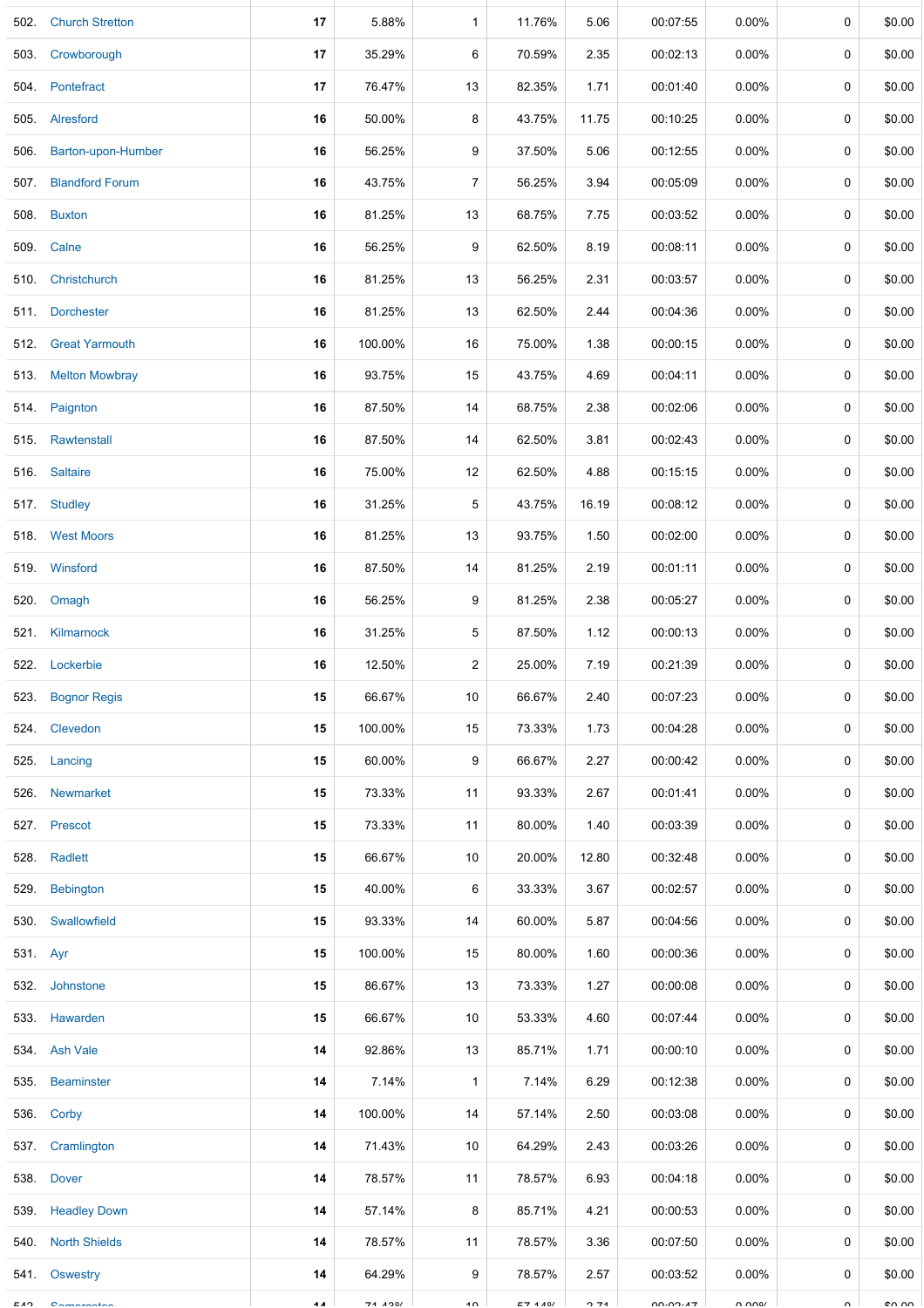| | | | | | | | | | | |
|---|---|---|---|---|---|---|---|---|---|---|
| 502. | Church Stretton | **17** | 5.88% | 1 | 11.76% | 5.06 | 00:07:55 | 0.00% | 0 | $0.00 |
| 503. | Crowborough | **17** | 35.29% | 6 | 70.59% | 2.35 | 00:02:13 | 0.00% | 0 | $0.00 |
| 504. | Pontefract | **17** | 76.47% | 13 | 82.35% | 1.71 | 00:01:40 | 0.00% | 0 | $0.00 |
| 505. | Alresford | **16** | 50.00% | 8 | 43.75% | 11.75 | 00:10:25 | 0.00% | 0 | $0.00 |
| 506. | Barton-upon-Humber | **16** | 56.25% | 9 | 37.50% | 5.06 | 00:12:55 | 0.00% | 0 | $0.00 |
| 507. | Blandford Forum | **16** | 43.75% | 7 | 56.25% | 3.94 | 00:05:09 | 0.00% | 0 | $0.00 |
| 508. | Buxton | **16** | 81.25% | 13 | 68.75% | 7.75 | 00:03:52 | 0.00% | 0 | $0.00 |
| 509. | Calne | **16** | 56.25% | 9 | 62.50% | 8.19 | 00:08:11 | 0.00% | 0 | $0.00 |
| 510. | Christchurch | **16** | 81.25% | 13 | 56.25% | 2.31 | 00:03:57 | 0.00% | 0 | $0.00 |
| 511. | Dorchester | **16** | 81.25% | 13 | 62.50% | 2.44 | 00:04:36 | 0.00% | 0 | $0.00 |
| 512. | Great Yarmouth | **16** | 100.00% | 16 | 75.00% | 1.38 | 00:00:15 | 0.00% | 0 | $0.00 |
| 513. | Melton Mowbray | **16** | 93.75% | 15 | 43.75% | 4.69 | 00:04:11 | 0.00% | 0 | $0.00 |
| 514. | Paignton | **16** | 87.50% | 14 | 68.75% | 2.38 | 00:02:06 | 0.00% | 0 | $0.00 |
| 515. | Rawtenstall | **16** | 87.50% | 14 | 62.50% | 3.81 | 00:02:43 | 0.00% | 0 | $0.00 |
| 516. | Saltaire | **16** | 75.00% | 12 | 62.50% | 4.88 | 00:15:15 | 0.00% | 0 | $0.00 |
| 517. | Studley | **16** | 31.25% | 5 | 43.75% | 16.19 | 00:08:12 | 0.00% | 0 | $0.00 |
| 518. | West Moors | **16** | 81.25% | 13 | 93.75% | 1.50 | 00:02:00 | 0.00% | 0 | $0.00 |
| 519. | Winsford | **16** | 87.50% | 14 | 81.25% | 2.19 | 00:01:11 | 0.00% | 0 | $0.00 |
| 520. | Omagh | **16** | 56.25% | 9 | 81.25% | 2.38 | 00:05:27 | 0.00% | 0 | $0.00 |
| 521. | Kilmarnock | **16** | 31.25% | 5 | 87.50% | 1.12 | 00:00:13 | 0.00% | 0 | $0.00 |
| 522. | Lockerbie | **16** | 12.50% | 2 | 25.00% | 7.19 | 00:21:39 | 0.00% | 0 | $0.00 |
| 523. | Bognor Regis | **15** | 66.67% | 10 | 66.67% | 2.40 | 00:07:23 | 0.00% | 0 | $0.00 |
| 524. | Clevedon | **15** | 100.00% | 15 | 73.33% | 1.73 | 00:04:28 | 0.00% | 0 | $0.00 |
| 525. | Lancing | **15** | 60.00% | 9 | 66.67% | 2.27 | 00:00:42 | 0.00% | 0 | $0.00 |
| 526. | Newmarket | **15** | 73.33% | 11 | 93.33% | 2.67 | 00:01:41 | 0.00% | 0 | $0.00 |
| 527. | Prescot | **15** | 73.33% | 11 | 80.00% | 1.40 | 00:03:39 | 0.00% | 0 | $0.00 |
| 528. | Radlett | **15** | 66.67% | 10 | 20.00% | 12.80 | 00:32:48 | 0.00% | 0 | $0.00 |
| 529. | Bebington | **15** | 40.00% | 6 | 33.33% | 3.67 | 00:02:57 | 0.00% | 0 | $0.00 |
| 530. | Swallowfield | **15** | 93.33% | 14 | 60.00% | 5.87 | 00:04:56 | 0.00% | 0 | $0.00 |
| 531. | Ayr | **15** | 100.00% | 15 | 80.00% | 1.60 | 00:00:36 | 0.00% | 0 | $0.00 |
| 532. | Johnstone | **15** | 86.67% | 13 | 73.33% | 1.27 | 00:00:08 | 0.00% | 0 | $0.00 |
| 533. | Hawarden | **15** | 66.67% | 10 | 53.33% | 4.60 | 00:07:44 | 0.00% | 0 | $0.00 |
| 534. | Ash Vale | **14** | 92.86% | 13 | 85.71% | 1.71 | 00:00:10 | 0.00% | 0 | $0.00 |
| 535. | Beaminster | **14** | 7.14% | 1 | 7.14% | 6.29 | 00:12:38 | 0.00% | 0 | $0.00 |
| 536. | Corby | **14** | 100.00% | 14 | 57.14% | 2.50 | 00:03:08 | 0.00% | 0 | $0.00 |
| 537. | Cramlington | **14** | 71.43% | 10 | 64.29% | 2.43 | 00:03:26 | 0.00% | 0 | $0.00 |
| 538. | Dover | **14** | 78.57% | 11 | 78.57% | 6.93 | 00:04:18 | 0.00% | 0 | $0.00 |
| 539. | Headley Down | **14** | 57.14% | 8 | 85.71% | 4.21 | 00:00:53 | 0.00% | 0 | $0.00 |
| 540. | North Shields | **14** | 78.57% | 11 | 78.57% | 3.36 | 00:07:50 | 0.00% | 0 | $0.00 |
| 541. | Oswestry | **14** | 64.29% | 9 | 78.57% | 2.57 | 00:03:52 | 0.00% | 0 | $0.00 |
| 542. | Somercotes | **14** | 71.43% | 10 | 57.14% | 2.71 | 00:02:47 | 0.00% | 0 | $0.00 |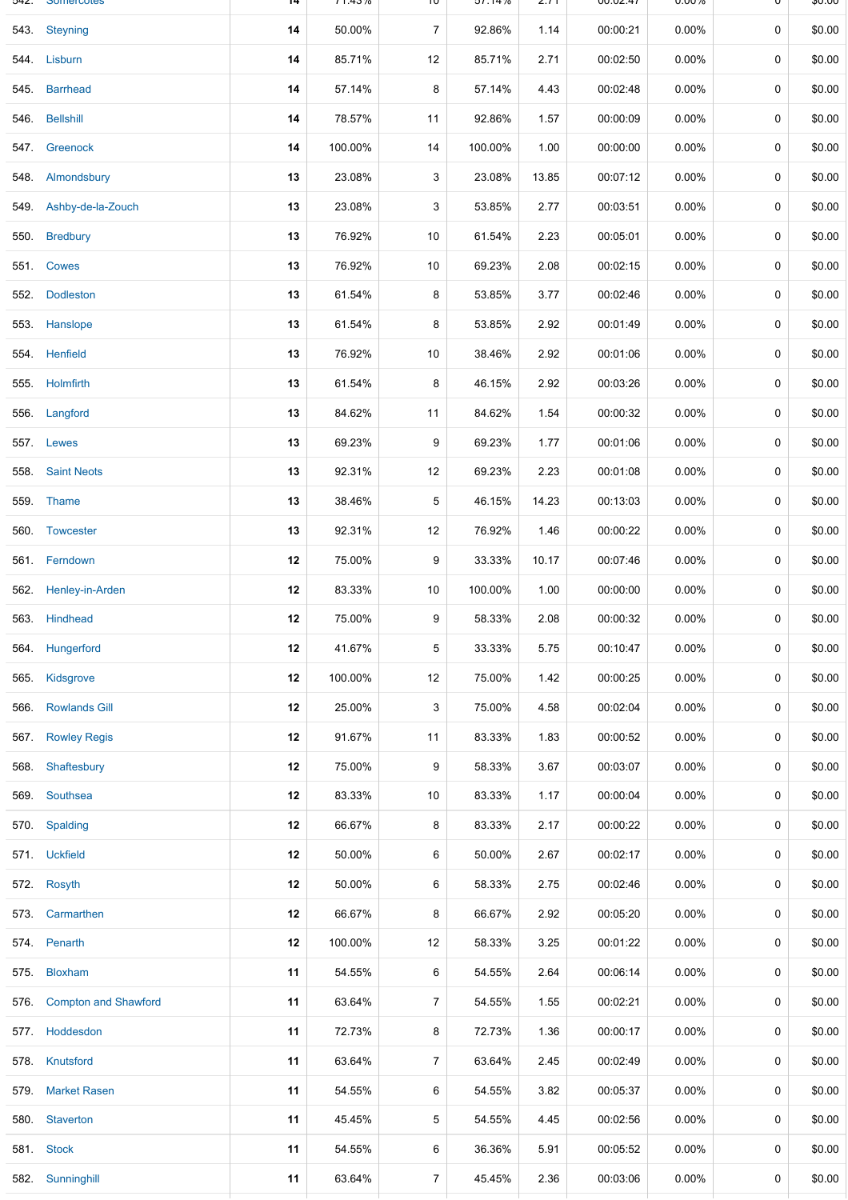| | | | | | | | | | |
|---|---|---|---|---|---|---|---|---|---|
| 543. Steyning | **14** | 50.00% | 7 | 92.86% | 1.14 | 00:00:21 | 0.00% | 0 | $0.00 |
| 544. Lisburn | **14** | 85.71% | 12 | 85.71% | 2.71 | 00:02:50 | 0.00% | 0 | $0.00 |
| 545. Barrhead | **14** | 57.14% | 8 | 57.14% | 4.43 | 00:02:48 | 0.00% | 0 | $0.00 |
| 546. Bellshill | **14** | 78.57% | 11 | 92.86% | 1.57 | 00:00:09 | 0.00% | 0 | $0.00 |
| 547. Greenock | **14** | 100.00% | 14 | 100.00% | 1.00 | 00:00:00 | 0.00% | 0 | $0.00 |
| 548. Almondsbury | **13** | 23.08% | 3 | 23.08% | 13.85 | 00:07:12 | 0.00% | 0 | $0.00 |
| 549. Ashby-de-la-Zouch | **13** | 23.08% | 3 | 53.85% | 2.77 | 00:03:51 | 0.00% | 0 | $0.00 |
| 550. Bredbury | **13** | 76.92% | 10 | 61.54% | 2.23 | 00:05:01 | 0.00% | 0 | $0.00 |
| 551. Cowes | **13** | 76.92% | 10 | 69.23% | 2.08 | 00:02:15 | 0.00% | 0 | $0.00 |
| 552. Dodleston | **13** | 61.54% | 8 | 53.85% | 3.77 | 00:02:46 | 0.00% | 0 | $0.00 |
| 553. Hanslope | **13** | 61.54% | 8 | 53.85% | 2.92 | 00:01:49 | 0.00% | 0 | $0.00 |
| 554. Henfield | **13** | 76.92% | 10 | 38.46% | 2.92 | 00:01:06 | 0.00% | 0 | $0.00 |
| 555. Holmfirth | **13** | 61.54% | 8 | 46.15% | 2.92 | 00:03:26 | 0.00% | 0 | $0.00 |
| 556. Langford | **13** | 84.62% | 11 | 84.62% | 1.54 | 00:00:32 | 0.00% | 0 | $0.00 |
| 557. Lewes | **13** | 69.23% | 9 | 69.23% | 1.77 | 00:01:06 | 0.00% | 0 | $0.00 |
| 558. Saint Neots | **13** | 92.31% | 12 | 69.23% | 2.23 | 00:01:08 | 0.00% | 0 | $0.00 |
| 559. Thame | **13** | 38.46% | 5 | 46.15% | 14.23 | 00:13:03 | 0.00% | 0 | $0.00 |
| 560. Towcester | **13** | 92.31% | 12 | 76.92% | 1.46 | 00:00:22 | 0.00% | 0 | $0.00 |
| 561. Ferndown | **12** | 75.00% | 9 | 33.33% | 10.17 | 00:07:46 | 0.00% | 0 | $0.00 |
| 562. Henley-in-Arden | **12** | 83.33% | 10 | 100.00% | 1.00 | 00:00:00 | 0.00% | 0 | $0.00 |
| 563. Hindhead | **12** | 75.00% | 9 | 58.33% | 2.08 | 00:00:32 | 0.00% | 0 | $0.00 |
| 564. Hungerford | **12** | 41.67% | 5 | 33.33% | 5.75 | 00:10:47 | 0.00% | 0 | $0.00 |
| 565. Kidsgrove | **12** | 100.00% | 12 | 75.00% | 1.42 | 00:00:25 | 0.00% | 0 | $0.00 |
| 566. Rowlands Gill | **12** | 25.00% | 3 | 75.00% | 4.58 | 00:02:04 | 0.00% | 0 | $0.00 |
| 567. Rowley Regis | **12** | 91.67% | 11 | 83.33% | 1.83 | 00:00:52 | 0.00% | 0 | $0.00 |
| 568. Shaftesbury | **12** | 75.00% | 9 | 58.33% | 3.67 | 00:03:07 | 0.00% | 0 | $0.00 |
| 569. Southsea | **12** | 83.33% | 10 | 83.33% | 1.17 | 00:00:04 | 0.00% | 0 | $0.00 |
| 570. Spalding | **12** | 66.67% | 8 | 83.33% | 2.17 | 00:00:22 | 0.00% | 0 | $0.00 |
| 571. Uckfield | **12** | 50.00% | 6 | 50.00% | 2.67 | 00:02:17 | 0.00% | 0 | $0.00 |
| 572. Rosyth | **12** | 50.00% | 6 | 58.33% | 2.75 | 00:02:46 | 0.00% | 0 | $0.00 |
| 573. Carmarthen | **12** | 66.67% | 8 | 66.67% | 2.92 | 00:05:20 | 0.00% | 0 | $0.00 |
| 574. Penarth | **12** | 100.00% | 12 | 58.33% | 3.25 | 00:01:22 | 0.00% | 0 | $0.00 |
| 575. Bloxham | **11** | 54.55% | 6 | 54.55% | 2.64 | 00:06:14 | 0.00% | 0 | $0.00 |
| 576. Compton and Shawford | **11** | 63.64% | 7 | 54.55% | 1.55 | 00:02:21 | 0.00% | 0 | $0.00 |
| 577. Hoddesdon | **11** | 72.73% | 8 | 72.73% | 1.36 | 00:00:17 | 0.00% | 0 | $0.00 |
| 578. Knutsford | **11** | 63.64% | 7 | 63.64% | 2.45 | 00:02:49 | 0.00% | 0 | $0.00 |
| 579. Market Rasen | **11** | 54.55% | 6 | 54.55% | 3.82 | 00:05:37 | 0.00% | 0 | $0.00 |
| 580. Staverton | **11** | 45.45% | 5 | 54.55% | 4.45 | 00:02:56 | 0.00% | 0 | $0.00 |
| 581. Stock | **11** | 54.55% | 6 | 36.36% | 5.91 | 00:05:52 | 0.00% | 0 | $0.00 |
| 582. Sunninghill | **11** | 63.64% | 7 | 45.45% | 2.36 | 00:03:06 | 0.00% | 0 | $0.00 |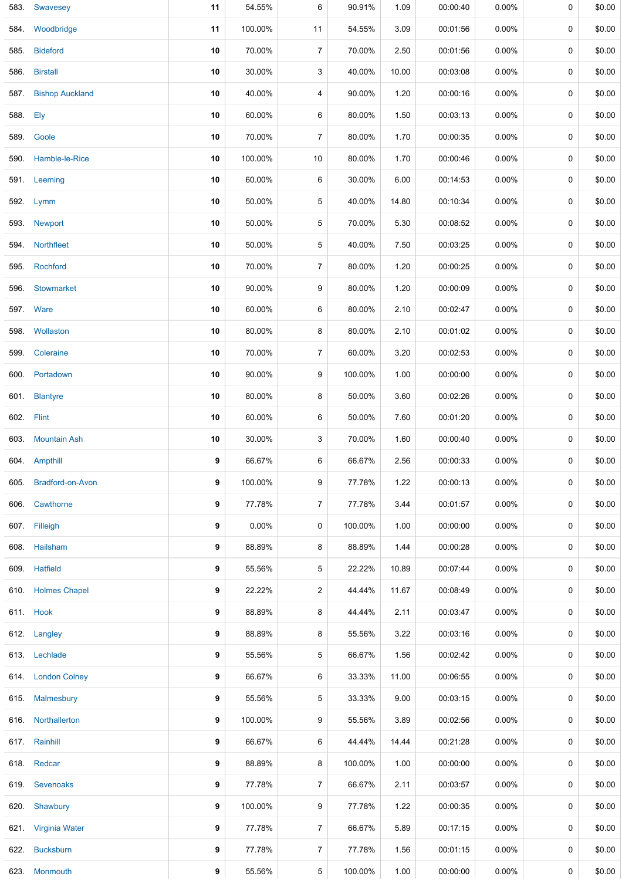| | | | | | | | | | | |
|---|---|---|---|---|---|---|---|---|---|---|
| 583. | Swavesey | **11** | 54.55% | 6 | 90.91% | 1.09 | 00:00:40 | 0.00% | 0 | $0.00 |
| 584. | Woodbridge | **11** | 100.00% | 11 | 54.55% | 3.09 | 00:01:56 | 0.00% | 0 | $0.00 |
| 585. | Bideford | **10** | 70.00% | 7 | 70.00% | 2.50 | 00:01:56 | 0.00% | 0 | $0.00 |
| 586. | Birstall | **10** | 30.00% | 3 | 40.00% | 10.00 | 00:03:08 | 0.00% | 0 | $0.00 |
| 587. | Bishop Auckland | **10** | 40.00% | 4 | 90.00% | 1.20 | 00:00:16 | 0.00% | 0 | $0.00 |
| 588. | Ely | **10** | 60.00% | 6 | 80.00% | 1.50 | 00:03:13 | 0.00% | 0 | $0.00 |
| 589. | Goole | **10** | 70.00% | 7 | 80.00% | 1.70 | 00:00:35 | 0.00% | 0 | $0.00 |
| 590. | Hamble-le-Rice | **10** | 100.00% | 10 | 80.00% | 1.70 | 00:00:46 | 0.00% | 0 | $0.00 |
| 591. | Leeming | **10** | 60.00% | 6 | 30.00% | 6.00 | 00:14:53 | 0.00% | 0 | $0.00 |
| 592. | Lymm | **10** | 50.00% | 5 | 40.00% | 14.80 | 00:10:34 | 0.00% | 0 | $0.00 |
| 593. | Newport | **10** | 50.00% | 5 | 70.00% | 5.30 | 00:08:52 | 0.00% | 0 | $0.00 |
| 594. | Northfleet | **10** | 50.00% | 5 | 40.00% | 7.50 | 00:03:25 | 0.00% | 0 | $0.00 |
| 595. | Rochford | **10** | 70.00% | 7 | 80.00% | 1.20 | 00:00:25 | 0.00% | 0 | $0.00 |
| 596. | Stowmarket | **10** | 90.00% | 9 | 80.00% | 1.20 | 00:00:09 | 0.00% | 0 | $0.00 |
| 597. | Ware | **10** | 60.00% | 6 | 80.00% | 2.10 | 00:02:47 | 0.00% | 0 | $0.00 |
| 598. | Wollaston | **10** | 80.00% | 8 | 80.00% | 2.10 | 00:01:02 | 0.00% | 0 | $0.00 |
| 599. | Coleraine | **10** | 70.00% | 7 | 60.00% | 3.20 | 00:02:53 | 0.00% | 0 | $0.00 |
| 600. | Portadown | **10** | 90.00% | 9 | 100.00% | 1.00 | 00:00:00 | 0.00% | 0 | $0.00 |
| 601. | Blantyre | **10** | 80.00% | 8 | 50.00% | 3.60 | 00:02:26 | 0.00% | 0 | $0.00 |
| 602. | Flint | **10** | 60.00% | 6 | 50.00% | 7.60 | 00:01:20 | 0.00% | 0 | $0.00 |
| 603. | Mountain Ash | **10** | 30.00% | 3 | 70.00% | 1.60 | 00:00:40 | 0.00% | 0 | $0.00 |
| 604. | Ampthill | **9** | 66.67% | 6 | 66.67% | 2.56 | 00:00:33 | 0.00% | 0 | $0.00 |
| 605. | Bradford-on-Avon | **9** | 100.00% | 9 | 77.78% | 1.22 | 00:00:13 | 0.00% | 0 | $0.00 |
| 606. | Cawthorne | **9** | 77.78% | 7 | 77.78% | 3.44 | 00:01:57 | 0.00% | 0 | $0.00 |
| 607. | Filleigh | **9** | 0.00% | 0 | 100.00% | 1.00 | 00:00:00 | 0.00% | 0 | $0.00 |
| 608. | Hailsham | **9** | 88.89% | 8 | 88.89% | 1.44 | 00:00:28 | 0.00% | 0 | $0.00 |
| 609. | Hatfield | **9** | 55.56% | 5 | 22.22% | 10.89 | 00:07:44 | 0.00% | 0 | $0.00 |
| 610. | Holmes Chapel | **9** | 22.22% | 2 | 44.44% | 11.67 | 00:08:49 | 0.00% | 0 | $0.00 |
| 611. | Hook | **9** | 88.89% | 8 | 44.44% | 2.11 | 00:03:47 | 0.00% | 0 | $0.00 |
| 612. | Langley | **9** | 88.89% | 8 | 55.56% | 3.22 | 00:03:16 | 0.00% | 0 | $0.00 |
| 613. | Lechlade | **9** | 55.56% | 5 | 66.67% | 1.56 | 00:02:42 | 0.00% | 0 | $0.00 |
| 614. | London Colney | **9** | 66.67% | 6 | 33.33% | 11.00 | 00:06:55 | 0.00% | 0 | $0.00 |
| 615. | Malmesbury | **9** | 55.56% | 5 | 33.33% | 9.00 | 00:03:15 | 0.00% | 0 | $0.00 |
| 616. | Northallerton | **9** | 100.00% | 9 | 55.56% | 3.89 | 00:02:56 | 0.00% | 0 | $0.00 |
| 617. | Rainhill | **9** | 66.67% | 6 | 44.44% | 14.44 | 00:21:28 | 0.00% | 0 | $0.00 |
| 618. | Redcar | **9** | 88.89% | 8 | 100.00% | 1.00 | 00:00:00 | 0.00% | 0 | $0.00 |
| 619. | Sevenoaks | **9** | 77.78% | 7 | 66.67% | 2.11 | 00:03:57 | 0.00% | 0 | $0.00 |
| 620. | Shawbury | **9** | 100.00% | 9 | 77.78% | 1.22 | 00:00:35 | 0.00% | 0 | $0.00 |
| 621. | Virginia Water | **9** | 77.78% | 7 | 66.67% | 5.89 | 00:17:15 | 0.00% | 0 | $0.00 |
| 622. | Bucksburn | **9** | 77.78% | 7 | 77.78% | 1.56 | 00:01:15 | 0.00% | 0 | $0.00 |
| 623. | Monmouth | **9** | 55.56% | 5 | 100.00% | 1.00 | 00:00:00 | 0.00% | 0 | $0.00 |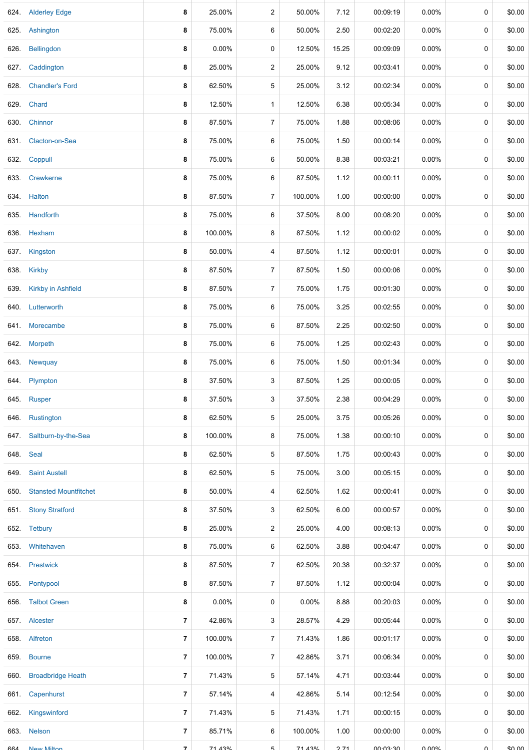| | | | | | | | | | | |
|---|---|---|---|---|---|---|---|---|---|---|
| 624. | Alderley Edge | 8 | 25.00% | 2 | 50.00% | 7.12 | 00:09:19 | 0.00% | 0 | $0.00 |
| 625. | Ashington | 8 | 75.00% | 6 | 50.00% | 2.50 | 00:02:20 | 0.00% | 0 | $0.00 |
| 626. | Bellingdon | 8 | 0.00% | 0 | 12.50% | 15.25 | 00:09:09 | 0.00% | 0 | $0.00 |
| 627. | Caddington | 8 | 25.00% | 2 | 25.00% | 9.12 | 00:03:41 | 0.00% | 0 | $0.00 |
| 628. | Chandler's Ford | 8 | 62.50% | 5 | 25.00% | 3.12 | 00:02:34 | 0.00% | 0 | $0.00 |
| 629. | Chard | 8 | 12.50% | 1 | 12.50% | 6.38 | 00:05:34 | 0.00% | 0 | $0.00 |
| 630. | Chinnor | 8 | 87.50% | 7 | 75.00% | 1.88 | 00:08:06 | 0.00% | 0 | $0.00 |
| 631. | Clacton-on-Sea | 8 | 75.00% | 6 | 75.00% | 1.50 | 00:00:14 | 0.00% | 0 | $0.00 |
| 632. | Coppull | 8 | 75.00% | 6 | 50.00% | 8.38 | 00:03:21 | 0.00% | 0 | $0.00 |
| 633. | Crewkerne | 8 | 75.00% | 6 | 87.50% | 1.12 | 00:00:11 | 0.00% | 0 | $0.00 |
| 634. | Halton | 8 | 87.50% | 7 | 100.00% | 1.00 | 00:00:00 | 0.00% | 0 | $0.00 |
| 635. | Handforth | 8 | 75.00% | 6 | 37.50% | 8.00 | 00:08:20 | 0.00% | 0 | $0.00 |
| 636. | Hexham | 8 | 100.00% | 8 | 87.50% | 1.12 | 00:00:02 | 0.00% | 0 | $0.00 |
| 637. | Kingston | 8 | 50.00% | 4 | 87.50% | 1.12 | 00:00:01 | 0.00% | 0 | $0.00 |
| 638. | Kirkby | 8 | 87.50% | 7 | 87.50% | 1.50 | 00:00:06 | 0.00% | 0 | $0.00 |
| 639. | Kirkby in Ashfield | 8 | 87.50% | 7 | 75.00% | 1.75 | 00:01:30 | 0.00% | 0 | $0.00 |
| 640. | Lutterworth | 8 | 75.00% | 6 | 75.00% | 3.25 | 00:02:55 | 0.00% | 0 | $0.00 |
| 641. | Morecambe | 8 | 75.00% | 6 | 87.50% | 2.25 | 00:02:50 | 0.00% | 0 | $0.00 |
| 642. | Morpeth | 8 | 75.00% | 6 | 75.00% | 1.25 | 00:02:43 | 0.00% | 0 | $0.00 |
| 643. | Newquay | 8 | 75.00% | 6 | 75.00% | 1.50 | 00:01:34 | 0.00% | 0 | $0.00 |
| 644. | Plympton | 8 | 37.50% | 3 | 87.50% | 1.25 | 00:00:05 | 0.00% | 0 | $0.00 |
| 645. | Rusper | 8 | 37.50% | 3 | 37.50% | 2.38 | 00:04:29 | 0.00% | 0 | $0.00 |
| 646. | Rustington | 8 | 62.50% | 5 | 25.00% | 3.75 | 00:05:26 | 0.00% | 0 | $0.00 |
| 647. | Saltburn-by-the-Sea | 8 | 100.00% | 8 | 75.00% | 1.38 | 00:00:10 | 0.00% | 0 | $0.00 |
| 648. | Seal | 8 | 62.50% | 5 | 87.50% | 1.75 | 00:00:43 | 0.00% | 0 | $0.00 |
| 649. | Saint Austell | 8 | 62.50% | 5 | 75.00% | 3.00 | 00:05:15 | 0.00% | 0 | $0.00 |
| 650. | Stansted Mountfitchet | 8 | 50.00% | 4 | 62.50% | 1.62 | 00:00:41 | 0.00% | 0 | $0.00 |
| 651. | Stony Stratford | 8 | 37.50% | 3 | 62.50% | 6.00 | 00:00:57 | 0.00% | 0 | $0.00 |
| 652. | Tetbury | 8 | 25.00% | 2 | 25.00% | 4.00 | 00:08:13 | 0.00% | 0 | $0.00 |
| 653. | Whitehaven | 8 | 75.00% | 6 | 62.50% | 3.88 | 00:04:47 | 0.00% | 0 | $0.00 |
| 654. | Prestwick | 8 | 87.50% | 7 | 62.50% | 20.38 | 00:32:37 | 0.00% | 0 | $0.00 |
| 655. | Pontypool | 8 | 87.50% | 7 | 87.50% | 1.12 | 00:00:04 | 0.00% | 0 | $0.00 |
| 656. | Talbot Green | 8 | 0.00% | 0 | 0.00% | 8.88 | 00:20:03 | 0.00% | 0 | $0.00 |
| 657. | Alcester | 7 | 42.86% | 3 | 28.57% | 4.29 | 00:05:44 | 0.00% | 0 | $0.00 |
| 658. | Alfreton | 7 | 100.00% | 7 | 71.43% | 1.86 | 00:01:17 | 0.00% | 0 | $0.00 |
| 659. | Bourne | 7 | 100.00% | 7 | 42.86% | 3.71 | 00:06:34 | 0.00% | 0 | $0.00 |
| 660. | Broadbridge Heath | 7 | 71.43% | 5 | 57.14% | 4.71 | 00:03:44 | 0.00% | 0 | $0.00 |
| 661. | Capenhurst | 7 | 57.14% | 4 | 42.86% | 5.14 | 00:12:54 | 0.00% | 0 | $0.00 |
| 662. | Kingswinford | 7 | 71.43% | 5 | 71.43% | 1.71 | 00:00:15 | 0.00% | 0 | $0.00 |
| 663. | Nelson | 7 | 85.71% | 6 | 100.00% | 1.00 | 00:00:00 | 0.00% | 0 | $0.00 |
| 664. | New Milton | 7 | 71.43% | 5 | 71.43% | 2.71 | 00:03:30 | 0.00% | 0 | $0.00 |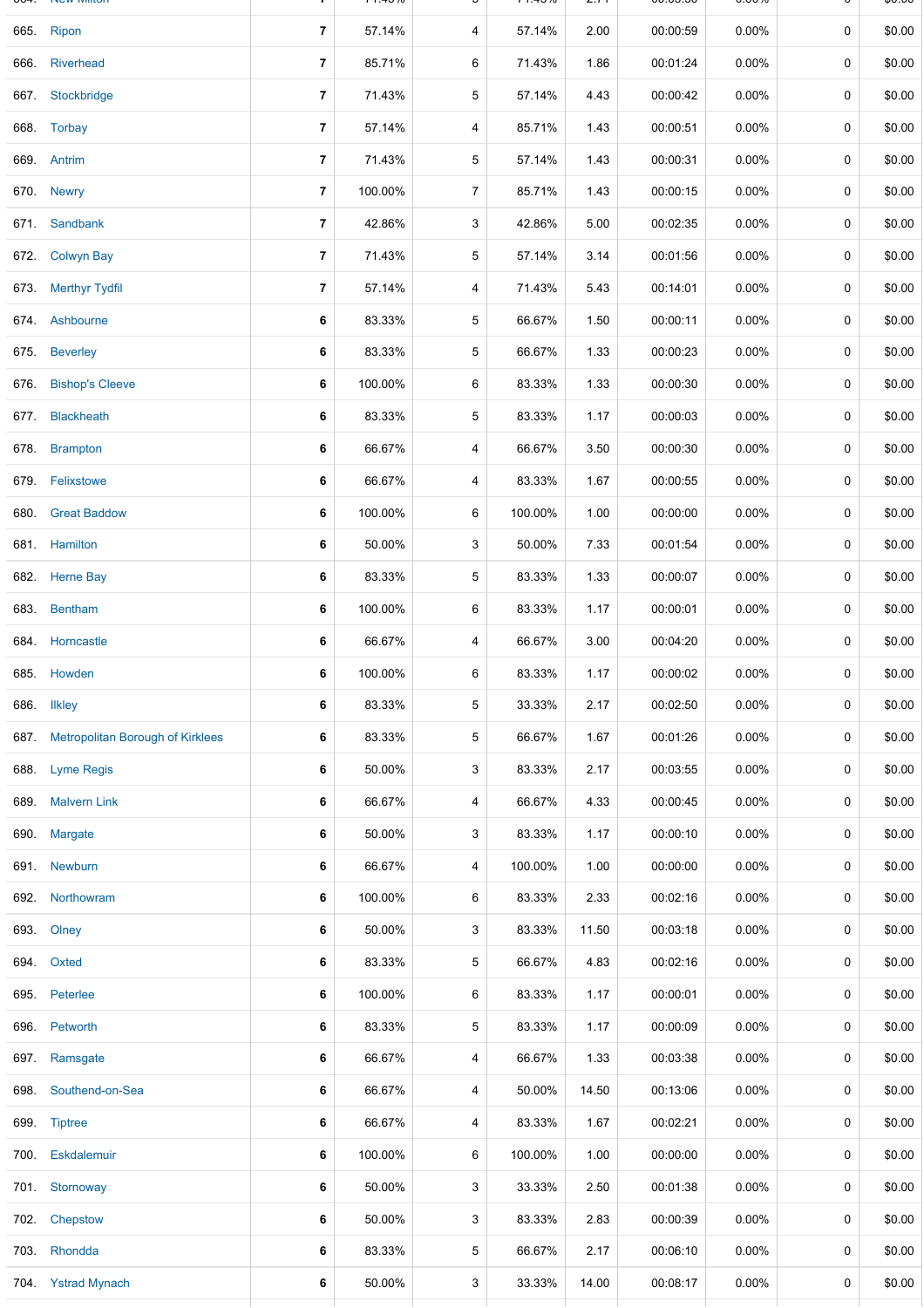| | | | | | | | | | |
|---|---|---|---|---|---|---|---|---|---|
| 665. | Ripon | 7 | 57.14% | 4 | 57.14% | 2.00 | 00:00:59 | 0.00% | 0 | $0.00 |
| 666. | Riverhead | 7 | 85.71% | 6 | 71.43% | 1.86 | 00:01:24 | 0.00% | 0 | $0.00 |
| 667. | Stockbridge | 7 | 71.43% | 5 | 57.14% | 4.43 | 00:00:42 | 0.00% | 0 | $0.00 |
| 668. | Torbay | 7 | 57.14% | 4 | 85.71% | 1.43 | 00:00:51 | 0.00% | 0 | $0.00 |
| 669. | Antrim | 7 | 71.43% | 5 | 57.14% | 1.43 | 00:00:31 | 0.00% | 0 | $0.00 |
| 670. | Newry | 7 | 100.00% | 7 | 85.71% | 1.43 | 00:00:15 | 0.00% | 0 | $0.00 |
| 671. | Sandbank | 7 | 42.86% | 3 | 42.86% | 5.00 | 00:02:35 | 0.00% | 0 | $0.00 |
| 672. | Colwyn Bay | 7 | 71.43% | 5 | 57.14% | 3.14 | 00:01:56 | 0.00% | 0 | $0.00 |
| 673. | Merthyr Tydfil | 7 | 57.14% | 4 | 71.43% | 5.43 | 00:14:01 | 0.00% | 0 | $0.00 |
| 674. | Ashbourne | 6 | 83.33% | 5 | 66.67% | 1.50 | 00:00:11 | 0.00% | 0 | $0.00 |
| 675. | Beverley | 6 | 83.33% | 5 | 66.67% | 1.33 | 00:00:23 | 0.00% | 0 | $0.00 |
| 676. | Bishop's Cleeve | 6 | 100.00% | 6 | 83.33% | 1.33 | 00:00:30 | 0.00% | 0 | $0.00 |
| 677. | Blackheath | 6 | 83.33% | 5 | 83.33% | 1.17 | 00:00:03 | 0.00% | 0 | $0.00 |
| 678. | Brampton | 6 | 66.67% | 4 | 66.67% | 3.50 | 00:00:30 | 0.00% | 0 | $0.00 |
| 679. | Felixstowe | 6 | 66.67% | 4 | 83.33% | 1.67 | 00:00:55 | 0.00% | 0 | $0.00 |
| 680. | Great Baddow | 6 | 100.00% | 6 | 100.00% | 1.00 | 00:00:00 | 0.00% | 0 | $0.00 |
| 681. | Hamilton | 6 | 50.00% | 3 | 50.00% | 7.33 | 00:01:54 | 0.00% | 0 | $0.00 |
| 682. | Herne Bay | 6 | 83.33% | 5 | 83.33% | 1.33 | 00:00:07 | 0.00% | 0 | $0.00 |
| 683. | Bentham | 6 | 100.00% | 6 | 83.33% | 1.17 | 00:00:01 | 0.00% | 0 | $0.00 |
| 684. | Horncastle | 6 | 66.67% | 4 | 66.67% | 3.00 | 00:04:20 | 0.00% | 0 | $0.00 |
| 685. | Howden | 6 | 100.00% | 6 | 83.33% | 1.17 | 00:00:02 | 0.00% | 0 | $0.00 |
| 686. | Ilkley | 6 | 83.33% | 5 | 33.33% | 2.17 | 00:02:50 | 0.00% | 0 | $0.00 |
| 687. | Metropolitan Borough of Kirklees | 6 | 83.33% | 5 | 66.67% | 1.67 | 00:01:26 | 0.00% | 0 | $0.00 |
| 688. | Lyme Regis | 6 | 50.00% | 3 | 83.33% | 2.17 | 00:03:55 | 0.00% | 0 | $0.00 |
| 689. | Malvern Link | 6 | 66.67% | 4 | 66.67% | 4.33 | 00:00:45 | 0.00% | 0 | $0.00 |
| 690. | Margate | 6 | 50.00% | 3 | 83.33% | 1.17 | 00:00:10 | 0.00% | 0 | $0.00 |
| 691. | Newburn | 6 | 66.67% | 4 | 100.00% | 1.00 | 00:00:00 | 0.00% | 0 | $0.00 |
| 692. | Northowram | 6 | 100.00% | 6 | 83.33% | 2.33 | 00:02:16 | 0.00% | 0 | $0.00 |
| 693. | Olney | 6 | 50.00% | 3 | 83.33% | 11.50 | 00:03:18 | 0.00% | 0 | $0.00 |
| 694. | Oxted | 6 | 83.33% | 5 | 66.67% | 4.83 | 00:02:16 | 0.00% | 0 | $0.00 |
| 695. | Peterlee | 6 | 100.00% | 6 | 83.33% | 1.17 | 00:00:01 | 0.00% | 0 | $0.00 |
| 696. | Petworth | 6 | 83.33% | 5 | 83.33% | 1.17 | 00:00:09 | 0.00% | 0 | $0.00 |
| 697. | Ramsgate | 6 | 66.67% | 4 | 66.67% | 1.33 | 00:03:38 | 0.00% | 0 | $0.00 |
| 698. | Southend-on-Sea | 6 | 66.67% | 4 | 50.00% | 14.50 | 00:13:06 | 0.00% | 0 | $0.00 |
| 699. | Tiptree | 6 | 66.67% | 4 | 83.33% | 1.67 | 00:02:21 | 0.00% | 0 | $0.00 |
| 700. | Eskdalemuir | 6 | 100.00% | 6 | 100.00% | 1.00 | 00:00:00 | 0.00% | 0 | $0.00 |
| 701. | Stornoway | 6 | 50.00% | 3 | 33.33% | 2.50 | 00:01:38 | 0.00% | 0 | $0.00 |
| 702. | Chepstow | 6 | 50.00% | 3 | 83.33% | 2.83 | 00:00:39 | 0.00% | 0 | $0.00 |
| 703. | Rhondda | 6 | 83.33% | 5 | 66.67% | 2.17 | 00:06:10 | 0.00% | 0 | $0.00 |
| 704. | Ystrad Mynach | 6 | 50.00% | 3 | 33.33% | 14.00 | 00:08:17 | 0.00% | 0 | $0.00 |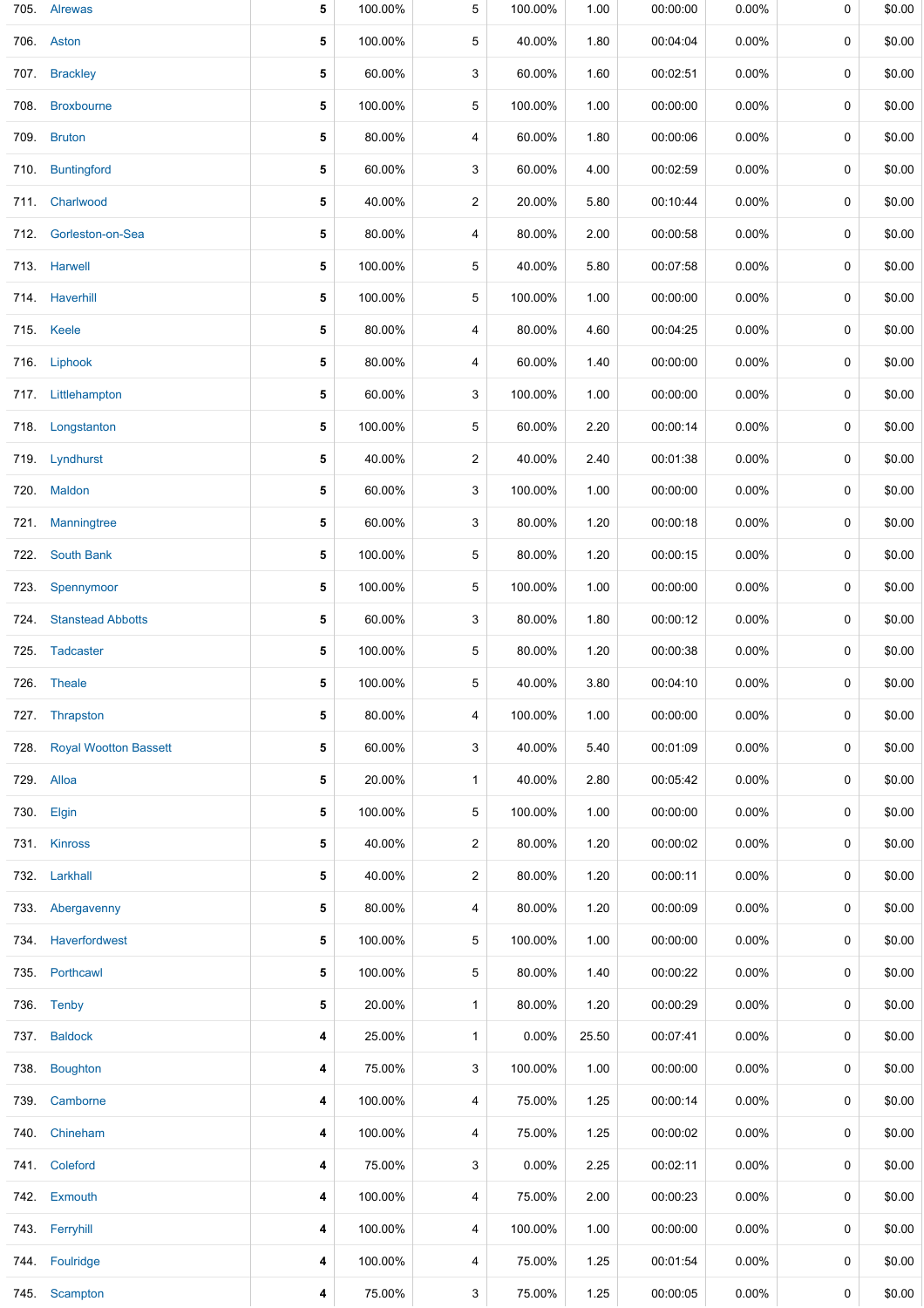| | | | | | | | | | | |
|---|---|---|---|---|---|---|---|---|---|---|
| 705. | Alrewas | **5** | 100.00% | 5 | 100.00% | 1.00 | 00:00:00 | 0.00% | 0 | $0.00 |
| 706. | Aston | **5** | 100.00% | 5 | 40.00% | 1.80 | 00:04:04 | 0.00% | 0 | $0.00 |
| 707. | Brackley | **5** | 60.00% | 3 | 60.00% | 1.60 | 00:02:51 | 0.00% | 0 | $0.00 |
| 708. | Broxbourne | **5** | 100.00% | 5 | 100.00% | 1.00 | 00:00:00 | 0.00% | 0 | $0.00 |
| 709. | Bruton | **5** | 80.00% | 4 | 60.00% | 1.80 | 00:00:06 | 0.00% | 0 | $0.00 |
| 710. | Buntingford | **5** | 60.00% | 3 | 60.00% | 4.00 | 00:02:59 | 0.00% | 0 | $0.00 |
| 711. | Charlwood | **5** | 40.00% | 2 | 20.00% | 5.80 | 00:10:44 | 0.00% | 0 | $0.00 |
| 712. | Gorleston-on-Sea | **5** | 80.00% | 4 | 80.00% | 2.00 | 00:00:58 | 0.00% | 0 | $0.00 |
| 713. | Harwell | **5** | 100.00% | 5 | 40.00% | 5.80 | 00:07:58 | 0.00% | 0 | $0.00 |
| 714. | Haverhill | **5** | 100.00% | 5 | 100.00% | 1.00 | 00:00:00 | 0.00% | 0 | $0.00 |
| 715. | Keele | **5** | 80.00% | 4 | 80.00% | 4.60 | 00:04:25 | 0.00% | 0 | $0.00 |
| 716. | Liphook | **5** | 80.00% | 4 | 60.00% | 1.40 | 00:00:00 | 0.00% | 0 | $0.00 |
| 717. | Littlehampton | **5** | 60.00% | 3 | 100.00% | 1.00 | 00:00:00 | 0.00% | 0 | $0.00 |
| 718. | Longstanton | **5** | 100.00% | 5 | 60.00% | 2.20 | 00:00:14 | 0.00% | 0 | $0.00 |
| 719. | Lyndhurst | **5** | 40.00% | 2 | 40.00% | 2.40 | 00:01:38 | 0.00% | 0 | $0.00 |
| 720. | Maldon | **5** | 60.00% | 3 | 100.00% | 1.00 | 00:00:00 | 0.00% | 0 | $0.00 |
| 721. | Manningtree | **5** | 60.00% | 3 | 80.00% | 1.20 | 00:00:18 | 0.00% | 0 | $0.00 |
| 722. | South Bank | **5** | 100.00% | 5 | 80.00% | 1.20 | 00:00:15 | 0.00% | 0 | $0.00 |
| 723. | Spennymoor | **5** | 100.00% | 5 | 100.00% | 1.00 | 00:00:00 | 0.00% | 0 | $0.00 |
| 724. | Stanstead Abbotts | **5** | 60.00% | 3 | 80.00% | 1.80 | 00:00:12 | 0.00% | 0 | $0.00 |
| 725. | Tadcaster | **5** | 100.00% | 5 | 80.00% | 1.20 | 00:00:38 | 0.00% | 0 | $0.00 |
| 726. | Theale | **5** | 100.00% | 5 | 40.00% | 3.80 | 00:04:10 | 0.00% | 0 | $0.00 |
| 727. | Thrapston | **5** | 80.00% | 4 | 100.00% | 1.00 | 00:00:00 | 0.00% | 0 | $0.00 |
| 728. | Royal Wootton Bassett | **5** | 60.00% | 3 | 40.00% | 5.40 | 00:01:09 | 0.00% | 0 | $0.00 |
| 729. | Alloa | **5** | 20.00% | 1 | 40.00% | 2.80 | 00:05:42 | 0.00% | 0 | $0.00 |
| 730. | Elgin | **5** | 100.00% | 5 | 100.00% | 1.00 | 00:00:00 | 0.00% | 0 | $0.00 |
| 731. | Kinross | **5** | 40.00% | 2 | 80.00% | 1.20 | 00:00:02 | 0.00% | 0 | $0.00 |
| 732. | Larkhall | **5** | 40.00% | 2 | 80.00% | 1.20 | 00:00:11 | 0.00% | 0 | $0.00 |
| 733. | Abergavenny | **5** | 80.00% | 4 | 80.00% | 1.20 | 00:00:09 | 0.00% | 0 | $0.00 |
| 734. | Haverfordwest | **5** | 100.00% | 5 | 100.00% | 1.00 | 00:00:00 | 0.00% | 0 | $0.00 |
| 735. | Porthcawl | **5** | 100.00% | 5 | 80.00% | 1.40 | 00:00:22 | 0.00% | 0 | $0.00 |
| 736. | Tenby | **5** | 20.00% | 1 | 80.00% | 1.20 | 00:00:29 | 0.00% | 0 | $0.00 |
| 737. | Baldock | **4** | 25.00% | 1 | 0.00% | 25.50 | 00:07:41 | 0.00% | 0 | $0.00 |
| 738. | Boughton | **4** | 75.00% | 3 | 100.00% | 1.00 | 00:00:00 | 0.00% | 0 | $0.00 |
| 739. | Camborne | **4** | 100.00% | 4 | 75.00% | 1.25 | 00:00:14 | 0.00% | 0 | $0.00 |
| 740. | Chineham | **4** | 100.00% | 4 | 75.00% | 1.25 | 00:00:02 | 0.00% | 0 | $0.00 |
| 741. | Coleford | **4** | 75.00% | 3 | 0.00% | 2.25 | 00:02:11 | 0.00% | 0 | $0.00 |
| 742. | Exmouth | **4** | 100.00% | 4 | 75.00% | 2.00 | 00:00:23 | 0.00% | 0 | $0.00 |
| 743. | Ferryhill | **4** | 100.00% | 4 | 100.00% | 1.00 | 00:00:00 | 0.00% | 0 | $0.00 |
| 744. | Foulridge | **4** | 100.00% | 4 | 75.00% | 1.25 | 00:01:54 | 0.00% | 0 | $0.00 |
| 745. | Scampton | **4** | 75.00% | 3 | 75.00% | 1.25 | 00:00:05 | 0.00% | 0 | $0.00 |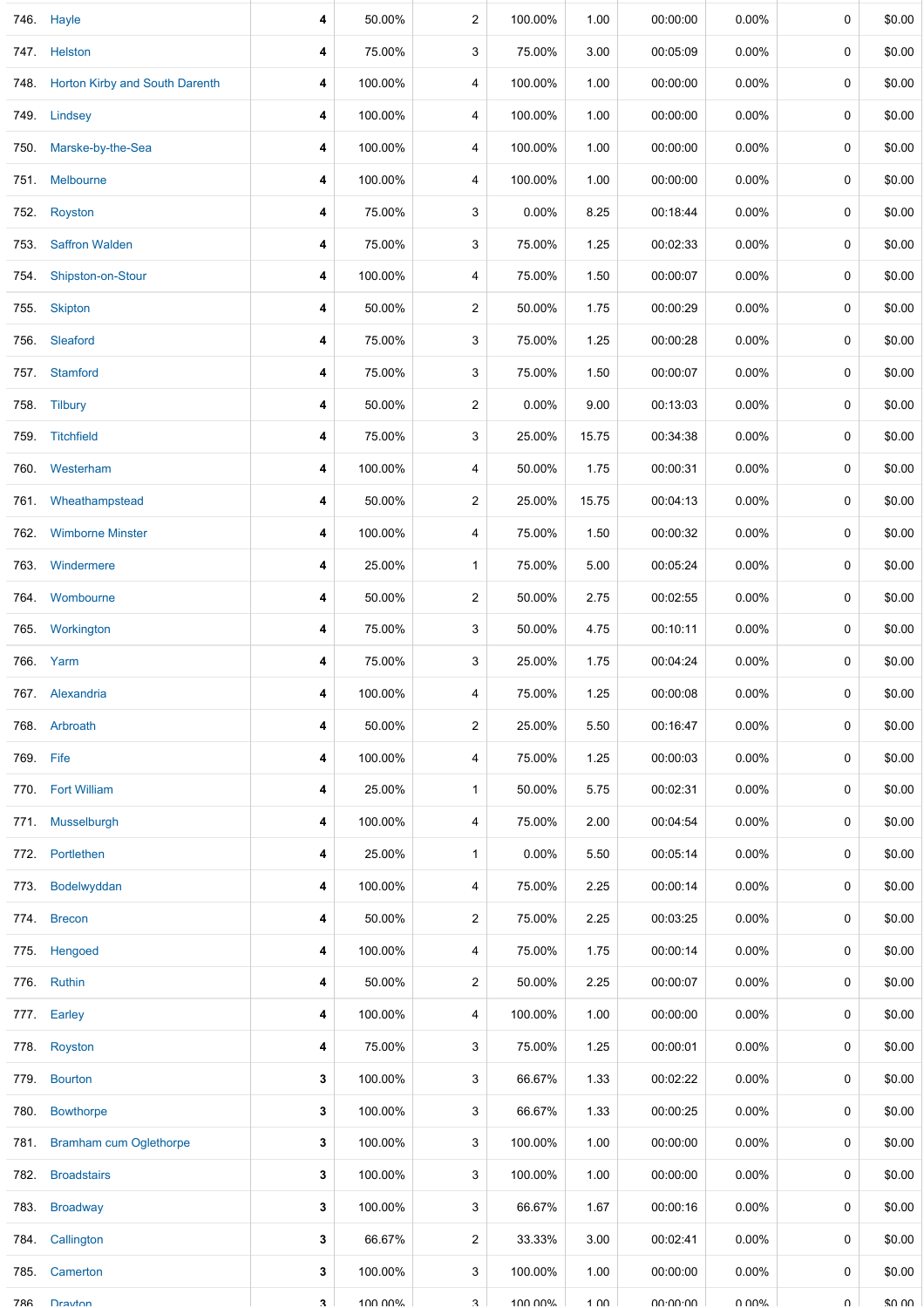| | | | | | | | | | | |
|---|---|---|---|---|---|---|---|---|---|---|
| 746. | Hayle | 4 | 50.00% | 2 | 100.00% | 1.00 | 00:00:00 | 0.00% | 0 | $0.00 |
| 747. | Helston | 4 | 75.00% | 3 | 75.00% | 3.00 | 00:05:09 | 0.00% | 0 | $0.00 |
| 748. | Horton Kirby and South Darenth | 4 | 100.00% | 4 | 100.00% | 1.00 | 00:00:00 | 0.00% | 0 | $0.00 |
| 749. | Lindsey | 4 | 100.00% | 4 | 100.00% | 1.00 | 00:00:00 | 0.00% | 0 | $0.00 |
| 750. | Marske-by-the-Sea | 4 | 100.00% | 4 | 100.00% | 1.00 | 00:00:00 | 0.00% | 0 | $0.00 |
| 751. | Melbourne | 4 | 100.00% | 4 | 100.00% | 1.00 | 00:00:00 | 0.00% | 0 | $0.00 |
| 752. | Royston | 4 | 75.00% | 3 | 0.00% | 8.25 | 00:18:44 | 0.00% | 0 | $0.00 |
| 753. | Saffron Walden | 4 | 75.00% | 3 | 75.00% | 1.25 | 00:02:33 | 0.00% | 0 | $0.00 |
| 754. | Shipston-on-Stour | 4 | 100.00% | 4 | 75.00% | 1.50 | 00:00:07 | 0.00% | 0 | $0.00 |
| 755. | Skipton | 4 | 50.00% | 2 | 50.00% | 1.75 | 00:00:29 | 0.00% | 0 | $0.00 |
| 756. | Sleaford | 4 | 75.00% | 3 | 75.00% | 1.25 | 00:00:28 | 0.00% | 0 | $0.00 |
| 757. | Stamford | 4 | 75.00% | 3 | 75.00% | 1.50 | 00:00:07 | 0.00% | 0 | $0.00 |
| 758. | Tilbury | 4 | 50.00% | 2 | 0.00% | 9.00 | 00:13:03 | 0.00% | 0 | $0.00 |
| 759. | Titchfield | 4 | 75.00% | 3 | 25.00% | 15.75 | 00:34:38 | 0.00% | 0 | $0.00 |
| 760. | Westerham | 4 | 100.00% | 4 | 50.00% | 1.75 | 00:00:31 | 0.00% | 0 | $0.00 |
| 761. | Wheathampstead | 4 | 50.00% | 2 | 25.00% | 15.75 | 00:04:13 | 0.00% | 0 | $0.00 |
| 762. | Wimborne Minster | 4 | 100.00% | 4 | 75.00% | 1.50 | 00:00:32 | 0.00% | 0 | $0.00 |
| 763. | Windermere | 4 | 25.00% | 1 | 75.00% | 5.00 | 00:05:24 | 0.00% | 0 | $0.00 |
| 764. | Wombourne | 4 | 50.00% | 2 | 50.00% | 2.75 | 00:02:55 | 0.00% | 0 | $0.00 |
| 765. | Workington | 4 | 75.00% | 3 | 50.00% | 4.75 | 00:10:11 | 0.00% | 0 | $0.00 |
| 766. | Yarm | 4 | 75.00% | 3 | 25.00% | 1.75 | 00:04:24 | 0.00% | 0 | $0.00 |
| 767. | Alexandria | 4 | 100.00% | 4 | 75.00% | 1.25 | 00:00:08 | 0.00% | 0 | $0.00 |
| 768. | Arbroath | 4 | 50.00% | 2 | 25.00% | 5.50 | 00:16:47 | 0.00% | 0 | $0.00 |
| 769. | Fife | 4 | 100.00% | 4 | 75.00% | 1.25 | 00:00:03 | 0.00% | 0 | $0.00 |
| 770. | Fort William | 4 | 25.00% | 1 | 50.00% | 5.75 | 00:02:31 | 0.00% | 0 | $0.00 |
| 771. | Musselburgh | 4 | 100.00% | 4 | 75.00% | 2.00 | 00:04:54 | 0.00% | 0 | $0.00 |
| 772. | Portlethen | 4 | 25.00% | 1 | 0.00% | 5.50 | 00:05:14 | 0.00% | 0 | $0.00 |
| 773. | Bodelwyddan | 4 | 100.00% | 4 | 75.00% | 2.25 | 00:00:14 | 0.00% | 0 | $0.00 |
| 774. | Brecon | 4 | 50.00% | 2 | 75.00% | 2.25 | 00:03:25 | 0.00% | 0 | $0.00 |
| 775. | Hengoed | 4 | 100.00% | 4 | 75.00% | 1.75 | 00:00:14 | 0.00% | 0 | $0.00 |
| 776. | Ruthin | 4 | 50.00% | 2 | 50.00% | 2.25 | 00:00:07 | 0.00% | 0 | $0.00 |
| 777. | Earley | 4 | 100.00% | 4 | 100.00% | 1.00 | 00:00:00 | 0.00% | 0 | $0.00 |
| 778. | Royston | 4 | 75.00% | 3 | 75.00% | 1.25 | 00:00:01 | 0.00% | 0 | $0.00 |
| 779. | Bourton | 3 | 100.00% | 3 | 66.67% | 1.33 | 00:02:22 | 0.00% | 0 | $0.00 |
| 780. | Bowthorpe | 3 | 100.00% | 3 | 66.67% | 1.33 | 00:00:25 | 0.00% | 0 | $0.00 |
| 781. | Bramham cum Oglethorpe | 3 | 100.00% | 3 | 100.00% | 1.00 | 00:00:00 | 0.00% | 0 | $0.00 |
| 782. | Broadstairs | 3 | 100.00% | 3 | 100.00% | 1.00 | 00:00:00 | 0.00% | 0 | $0.00 |
| 783. | Broadway | 3 | 100.00% | 3 | 66.67% | 1.67 | 00:00:16 | 0.00% | 0 | $0.00 |
| 784. | Callington | 3 | 66.67% | 2 | 33.33% | 3.00 | 00:02:41 | 0.00% | 0 | $0.00 |
| 785. | Camerton | 3 | 100.00% | 3 | 100.00% | 1.00 | 00:00:00 | 0.00% | 0 | $0.00 |
| 786. | Drayton | 3 | 100.00% | 3 | 100.00% | 1.00 | 00:00:00 | 0.00% | 0 | $0.00 |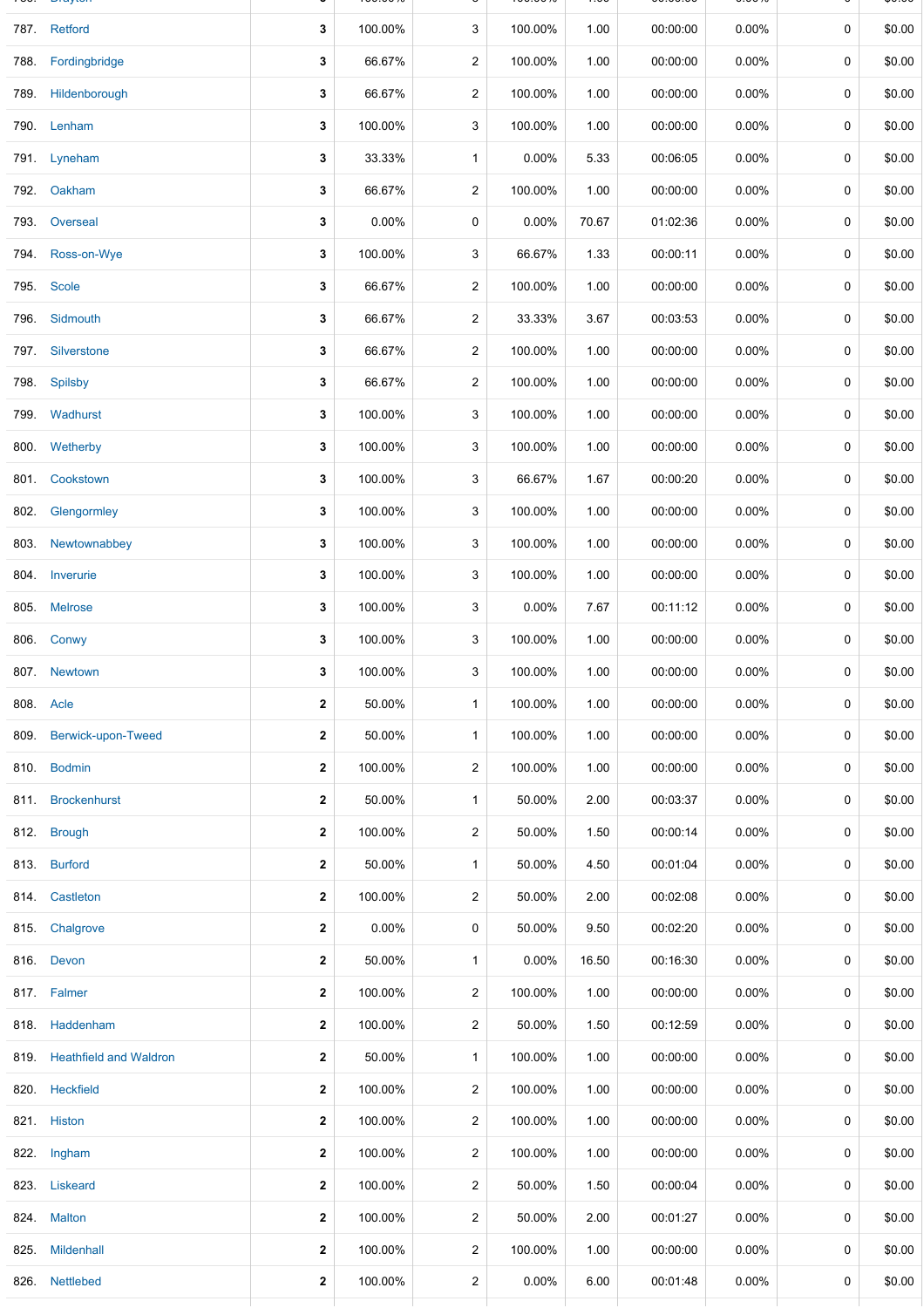| | | | | | | | | | |
|---|---|---|---|---|---|---|---|---|---|
| 787. | Retford | 3 | 100.00% | 3 | 100.00% | 1.00 | 00:00:00 | 0.00% | 0 | $0.00 |
| 788. | Fordingbridge | 3 | 66.67% | 2 | 100.00% | 1.00 | 00:00:00 | 0.00% | 0 | $0.00 |
| 789. | Hildenborough | 3 | 66.67% | 2 | 100.00% | 1.00 | 00:00:00 | 0.00% | 0 | $0.00 |
| 790. | Lenham | 3 | 100.00% | 3 | 100.00% | 1.00 | 00:00:00 | 0.00% | 0 | $0.00 |
| 791. | Lyneham | 3 | 33.33% | 1 | 0.00% | 5.33 | 00:06:05 | 0.00% | 0 | $0.00 |
| 792. | Oakham | 3 | 66.67% | 2 | 100.00% | 1.00 | 00:00:00 | 0.00% | 0 | $0.00 |
| 793. | Overseal | 3 | 0.00% | 0 | 0.00% | 70.67 | 01:02:36 | 0.00% | 0 | $0.00 |
| 794. | Ross-on-Wye | 3 | 100.00% | 3 | 66.67% | 1.33 | 00:00:11 | 0.00% | 0 | $0.00 |
| 795. | Scole | 3 | 66.67% | 2 | 100.00% | 1.00 | 00:00:00 | 0.00% | 0 | $0.00 |
| 796. | Sidmouth | 3 | 66.67% | 2 | 33.33% | 3.67 | 00:03:53 | 0.00% | 0 | $0.00 |
| 797. | Silverstone | 3 | 66.67% | 2 | 100.00% | 1.00 | 00:00:00 | 0.00% | 0 | $0.00 |
| 798. | Spilsby | 3 | 66.67% | 2 | 100.00% | 1.00 | 00:00:00 | 0.00% | 0 | $0.00 |
| 799. | Wadhurst | 3 | 100.00% | 3 | 100.00% | 1.00 | 00:00:00 | 0.00% | 0 | $0.00 |
| 800. | Wetherby | 3 | 100.00% | 3 | 100.00% | 1.00 | 00:00:00 | 0.00% | 0 | $0.00 |
| 801. | Cookstown | 3 | 100.00% | 3 | 66.67% | 1.67 | 00:00:20 | 0.00% | 0 | $0.00 |
| 802. | Glengormley | 3 | 100.00% | 3 | 100.00% | 1.00 | 00:00:00 | 0.00% | 0 | $0.00 |
| 803. | Newtownabbey | 3 | 100.00% | 3 | 100.00% | 1.00 | 00:00:00 | 0.00% | 0 | $0.00 |
| 804. | Inverurie | 3 | 100.00% | 3 | 100.00% | 1.00 | 00:00:00 | 0.00% | 0 | $0.00 |
| 805. | Melrose | 3 | 100.00% | 3 | 0.00% | 7.67 | 00:11:12 | 0.00% | 0 | $0.00 |
| 806. | Conwy | 3 | 100.00% | 3 | 100.00% | 1.00 | 00:00:00 | 0.00% | 0 | $0.00 |
| 807. | Newtown | 3 | 100.00% | 3 | 100.00% | 1.00 | 00:00:00 | 0.00% | 0 | $0.00 |
| 808. | Acle | 2 | 50.00% | 1 | 100.00% | 1.00 | 00:00:00 | 0.00% | 0 | $0.00 |
| 809. | Berwick-upon-Tweed | 2 | 50.00% | 1 | 100.00% | 1.00 | 00:00:00 | 0.00% | 0 | $0.00 |
| 810. | Bodmin | 2 | 100.00% | 2 | 100.00% | 1.00 | 00:00:00 | 0.00% | 0 | $0.00 |
| 811. | Brockenhurst | 2 | 50.00% | 1 | 50.00% | 2.00 | 00:03:37 | 0.00% | 0 | $0.00 |
| 812. | Brough | 2 | 100.00% | 2 | 50.00% | 1.50 | 00:00:14 | 0.00% | 0 | $0.00 |
| 813. | Burford | 2 | 50.00% | 1 | 50.00% | 4.50 | 00:01:04 | 0.00% | 0 | $0.00 |
| 814. | Castleton | 2 | 100.00% | 2 | 50.00% | 2.00 | 00:02:08 | 0.00% | 0 | $0.00 |
| 815. | Chalgrove | 2 | 0.00% | 0 | 50.00% | 9.50 | 00:02:20 | 0.00% | 0 | $0.00 |
| 816. | Devon | 2 | 50.00% | 1 | 0.00% | 16.50 | 00:16:30 | 0.00% | 0 | $0.00 |
| 817. | Falmer | 2 | 100.00% | 2 | 100.00% | 1.00 | 00:00:00 | 0.00% | 0 | $0.00 |
| 818. | Haddenham | 2 | 100.00% | 2 | 50.00% | 1.50 | 00:12:59 | 0.00% | 0 | $0.00 |
| 819. | Heathfield and Waldron | 2 | 50.00% | 1 | 100.00% | 1.00 | 00:00:00 | 0.00% | 0 | $0.00 |
| 820. | Heckfield | 2 | 100.00% | 2 | 100.00% | 1.00 | 00:00:00 | 0.00% | 0 | $0.00 |
| 821. | Histon | 2 | 100.00% | 2 | 100.00% | 1.00 | 00:00:00 | 0.00% | 0 | $0.00 |
| 822. | Ingham | 2 | 100.00% | 2 | 100.00% | 1.00 | 00:00:00 | 0.00% | 0 | $0.00 |
| 823. | Liskeard | 2 | 100.00% | 2 | 50.00% | 1.50 | 00:00:04 | 0.00% | 0 | $0.00 |
| 824. | Malton | 2 | 100.00% | 2 | 50.00% | 2.00 | 00:01:27 | 0.00% | 0 | $0.00 |
| 825. | Mildenhall | 2 | 100.00% | 2 | 100.00% | 1.00 | 00:00:00 | 0.00% | 0 | $0.00 |
| 826. | Nettlebed | 2 | 100.00% | 2 | 0.00% | 6.00 | 00:01:48 | 0.00% | 0 | $0.00 |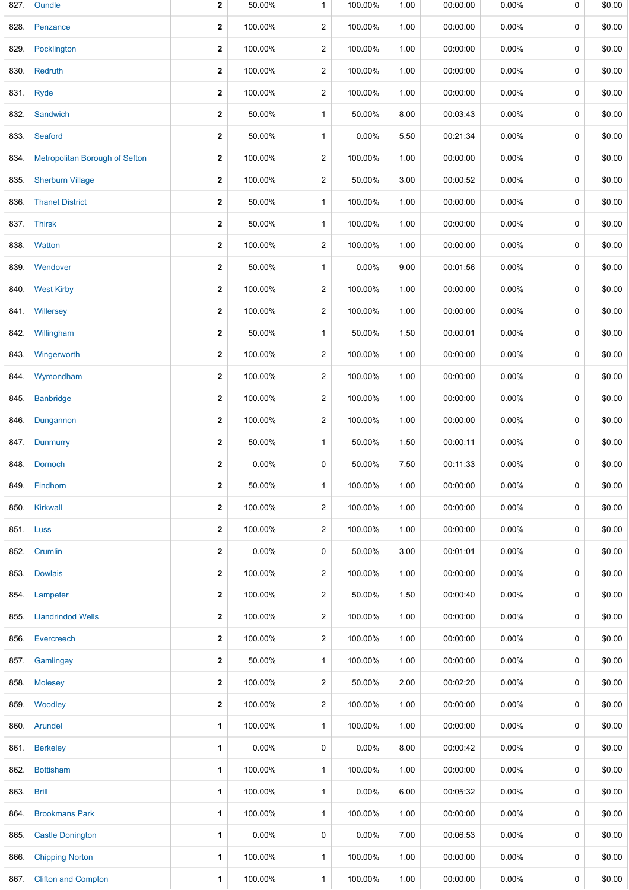| | | | | | | | | | | |
|---|---|---|---|---|---|---|---|---|---|---|
| 827. | Oundle | **2** | 50.00% | 1 | 100.00% | 1.00 | 00:00:00 | 0.00% | 0 | $0.00 |
| 828. | Penzance | **2** | 100.00% | 2 | 100.00% | 1.00 | 00:00:00 | 0.00% | 0 | $0.00 |
| 829. | Pocklington | **2** | 100.00% | 2 | 100.00% | 1.00 | 00:00:00 | 0.00% | 0 | $0.00 |
| 830. | Redruth | **2** | 100.00% | 2 | 100.00% | 1.00 | 00:00:00 | 0.00% | 0 | $0.00 |
| 831. | Ryde | **2** | 100.00% | 2 | 100.00% | 1.00 | 00:00:00 | 0.00% | 0 | $0.00 |
| 832. | Sandwich | **2** | 50.00% | 1 | 50.00% | 8.00 | 00:03:43 | 0.00% | 0 | $0.00 |
| 833. | Seaford | **2** | 50.00% | 1 | 0.00% | 5.50 | 00:21:34 | 0.00% | 0 | $0.00 |
| 834. | Metropolitan Borough of Sefton | **2** | 100.00% | 2 | 100.00% | 1.00 | 00:00:00 | 0.00% | 0 | $0.00 |
| 835. | Sherburn Village | **2** | 100.00% | 2 | 50.00% | 3.00 | 00:00:52 | 0.00% | 0 | $0.00 |
| 836. | Thanet District | **2** | 50.00% | 1 | 100.00% | 1.00 | 00:00:00 | 0.00% | 0 | $0.00 |
| 837. | Thirsk | **2** | 50.00% | 1 | 100.00% | 1.00 | 00:00:00 | 0.00% | 0 | $0.00 |
| 838. | Watton | **2** | 100.00% | 2 | 100.00% | 1.00 | 00:00:00 | 0.00% | 0 | $0.00 |
| 839. | Wendover | **2** | 50.00% | 1 | 0.00% | 9.00 | 00:01:56 | 0.00% | 0 | $0.00 |
| 840. | West Kirby | **2** | 100.00% | 2 | 100.00% | 1.00 | 00:00:00 | 0.00% | 0 | $0.00 |
| 841. | Willersey | **2** | 100.00% | 2 | 100.00% | 1.00 | 00:00:00 | 0.00% | 0 | $0.00 |
| 842. | Willingham | **2** | 50.00% | 1 | 50.00% | 1.50 | 00:00:01 | 0.00% | 0 | $0.00 |
| 843. | Wingerworth | **2** | 100.00% | 2 | 100.00% | 1.00 | 00:00:00 | 0.00% | 0 | $0.00 |
| 844. | Wymondham | **2** | 100.00% | 2 | 100.00% | 1.00 | 00:00:00 | 0.00% | 0 | $0.00 |
| 845. | Banbridge | **2** | 100.00% | 2 | 100.00% | 1.00 | 00:00:00 | 0.00% | 0 | $0.00 |
| 846. | Dungannon | **2** | 100.00% | 2 | 100.00% | 1.00 | 00:00:00 | 0.00% | 0 | $0.00 |
| 847. | Dunmurry | **2** | 50.00% | 1 | 50.00% | 1.50 | 00:00:11 | 0.00% | 0 | $0.00 |
| 848. | Dornoch | **2** | 0.00% | 0 | 50.00% | 7.50 | 00:11:33 | 0.00% | 0 | $0.00 |
| 849. | Findhorn | **2** | 50.00% | 1 | 100.00% | 1.00 | 00:00:00 | 0.00% | 0 | $0.00 |
| 850. | Kirkwall | **2** | 100.00% | 2 | 100.00% | 1.00 | 00:00:00 | 0.00% | 0 | $0.00 |
| 851. | Luss | **2** | 100.00% | 2 | 100.00% | 1.00 | 00:00:00 | 0.00% | 0 | $0.00 |
| 852. | Crumlin | **2** | 0.00% | 0 | 50.00% | 3.00 | 00:01:01 | 0.00% | 0 | $0.00 |
| 853. | Dowlais | **2** | 100.00% | 2 | 100.00% | 1.00 | 00:00:00 | 0.00% | 0 | $0.00 |
| 854. | Lampeter | **2** | 100.00% | 2 | 50.00% | 1.50 | 00:00:40 | 0.00% | 0 | $0.00 |
| 855. | Llandrindod Wells | **2** | 100.00% | 2 | 100.00% | 1.00 | 00:00:00 | 0.00% | 0 | $0.00 |
| 856. | Evercreech | **2** | 100.00% | 2 | 100.00% | 1.00 | 00:00:00 | 0.00% | 0 | $0.00 |
| 857. | Gamlingay | **2** | 50.00% | 1 | 100.00% | 1.00 | 00:00:00 | 0.00% | 0 | $0.00 |
| 858. | Molesey | **2** | 100.00% | 2 | 50.00% | 2.00 | 00:02:20 | 0.00% | 0 | $0.00 |
| 859. | Woodley | **2** | 100.00% | 2 | 100.00% | 1.00 | 00:00:00 | 0.00% | 0 | $0.00 |
| 860. | Arundel | **1** | 100.00% | 1 | 100.00% | 1.00 | 00:00:00 | 0.00% | 0 | $0.00 |
| 861. | Berkeley | **1** | 0.00% | 0 | 0.00% | 8.00 | 00:00:42 | 0.00% | 0 | $0.00 |
| 862. | Bottisham | **1** | 100.00% | 1 | 100.00% | 1.00 | 00:00:00 | 0.00% | 0 | $0.00 |
| 863. | Brill | **1** | 100.00% | 1 | 0.00% | 6.00 | 00:05:32 | 0.00% | 0 | $0.00 |
| 864. | Brookmans Park | **1** | 100.00% | 1 | 100.00% | 1.00 | 00:00:00 | 0.00% | 0 | $0.00 |
| 865. | Castle Donington | **1** | 0.00% | 0 | 0.00% | 7.00 | 00:06:53 | 0.00% | 0 | $0.00 |
| 866. | Chipping Norton | **1** | 100.00% | 1 | 100.00% | 1.00 | 00:00:00 | 0.00% | 0 | $0.00 |
| 867. | Clifton and Compton | **1** | 100.00% | 1 | 100.00% | 1.00 | 00:00:00 | 0.00% | 0 | $0.00 |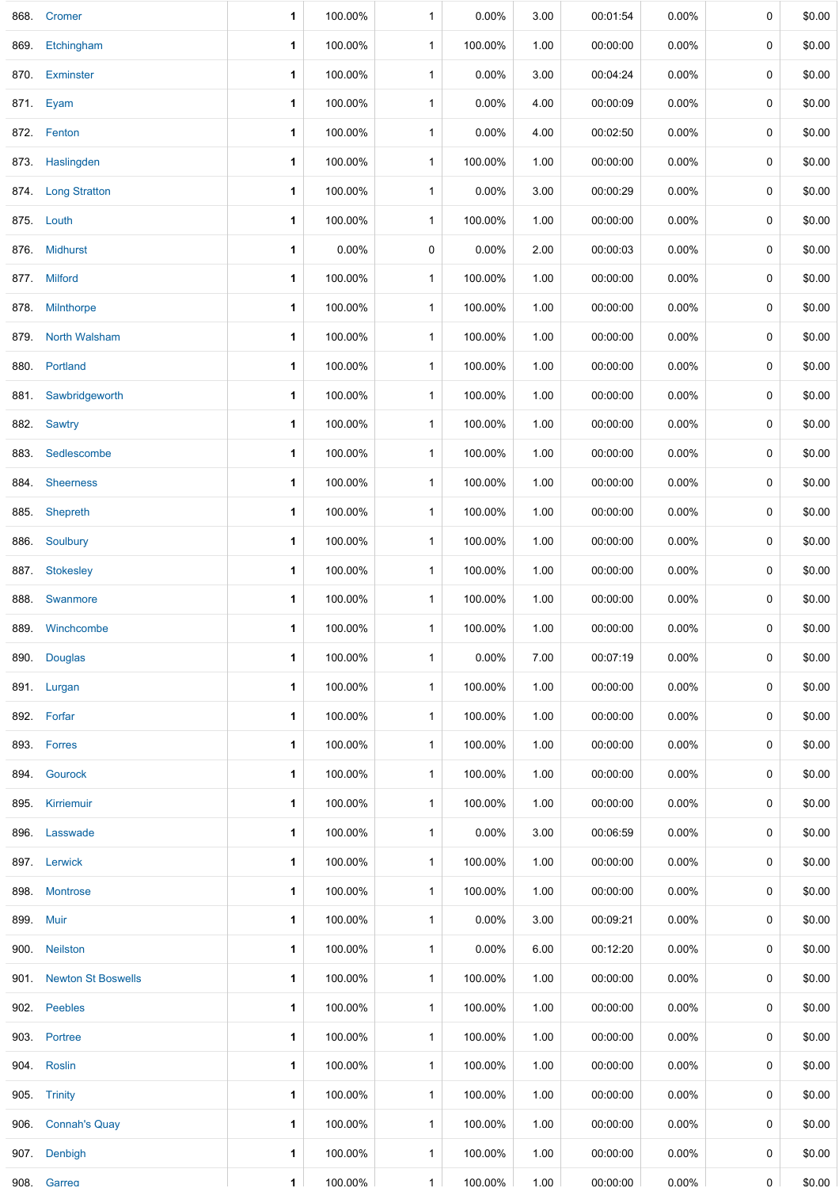| | | | | | | | | | | |
|---|---|---|---|---|---|---|---|---|---|---|
| 868. | Cromer | 1 | 100.00% | 1 | 0.00% | 3.00 | 00:01:54 | 0.00% | 0 | $0.00 |
| 869. | Etchingham | 1 | 100.00% | 1 | 100.00% | 1.00 | 00:00:00 | 0.00% | 0 | $0.00 |
| 870. | Exminster | 1 | 100.00% | 1 | 0.00% | 3.00 | 00:04:24 | 0.00% | 0 | $0.00 |
| 871. | Eyam | 1 | 100.00% | 1 | 0.00% | 4.00 | 00:00:09 | 0.00% | 0 | $0.00 |
| 872. | Fenton | 1 | 100.00% | 1 | 0.00% | 4.00 | 00:02:50 | 0.00% | 0 | $0.00 |
| 873. | Haslingden | 1 | 100.00% | 1 | 100.00% | 1.00 | 00:00:00 | 0.00% | 0 | $0.00 |
| 874. | Long Stratton | 1 | 100.00% | 1 | 0.00% | 3.00 | 00:00:29 | 0.00% | 0 | $0.00 |
| 875. | Louth | 1 | 100.00% | 1 | 100.00% | 1.00 | 00:00:00 | 0.00% | 0 | $0.00 |
| 876. | Midhurst | 1 | 0.00% | 0 | 0.00% | 2.00 | 00:00:03 | 0.00% | 0 | $0.00 |
| 877. | Milford | 1 | 100.00% | 1 | 100.00% | 1.00 | 00:00:00 | 0.00% | 0 | $0.00 |
| 878. | Milnthorpe | 1 | 100.00% | 1 | 100.00% | 1.00 | 00:00:00 | 0.00% | 0 | $0.00 |
| 879. | North Walsham | 1 | 100.00% | 1 | 100.00% | 1.00 | 00:00:00 | 0.00% | 0 | $0.00 |
| 880. | Portland | 1 | 100.00% | 1 | 100.00% | 1.00 | 00:00:00 | 0.00% | 0 | $0.00 |
| 881. | Sawbridgeworth | 1 | 100.00% | 1 | 100.00% | 1.00 | 00:00:00 | 0.00% | 0 | $0.00 |
| 882. | Sawtry | 1 | 100.00% | 1 | 100.00% | 1.00 | 00:00:00 | 0.00% | 0 | $0.00 |
| 883. | Sedlescombe | 1 | 100.00% | 1 | 100.00% | 1.00 | 00:00:00 | 0.00% | 0 | $0.00 |
| 884. | Sheerness | 1 | 100.00% | 1 | 100.00% | 1.00 | 00:00:00 | 0.00% | 0 | $0.00 |
| 885. | Shepreth | 1 | 100.00% | 1 | 100.00% | 1.00 | 00:00:00 | 0.00% | 0 | $0.00 |
| 886. | Soulbury | 1 | 100.00% | 1 | 100.00% | 1.00 | 00:00:00 | 0.00% | 0 | $0.00 |
| 887. | Stokesley | 1 | 100.00% | 1 | 100.00% | 1.00 | 00:00:00 | 0.00% | 0 | $0.00 |
| 888. | Swanmore | 1 | 100.00% | 1 | 100.00% | 1.00 | 00:00:00 | 0.00% | 0 | $0.00 |
| 889. | Winchcombe | 1 | 100.00% | 1 | 100.00% | 1.00 | 00:00:00 | 0.00% | 0 | $0.00 |
| 890. | Douglas | 1 | 100.00% | 1 | 0.00% | 7.00 | 00:07:19 | 0.00% | 0 | $0.00 |
| 891. | Lurgan | 1 | 100.00% | 1 | 100.00% | 1.00 | 00:00:00 | 0.00% | 0 | $0.00 |
| 892. | Forfar | 1 | 100.00% | 1 | 100.00% | 1.00 | 00:00:00 | 0.00% | 0 | $0.00 |
| 893. | Forres | 1 | 100.00% | 1 | 100.00% | 1.00 | 00:00:00 | 0.00% | 0 | $0.00 |
| 894. | Gourock | 1 | 100.00% | 1 | 100.00% | 1.00 | 00:00:00 | 0.00% | 0 | $0.00 |
| 895. | Kirriemuir | 1 | 100.00% | 1 | 100.00% | 1.00 | 00:00:00 | 0.00% | 0 | $0.00 |
| 896. | Lasswade | 1 | 100.00% | 1 | 0.00% | 3.00 | 00:06:59 | 0.00% | 0 | $0.00 |
| 897. | Lerwick | 1 | 100.00% | 1 | 100.00% | 1.00 | 00:00:00 | 0.00% | 0 | $0.00 |
| 898. | Montrose | 1 | 100.00% | 1 | 100.00% | 1.00 | 00:00:00 | 0.00% | 0 | $0.00 |
| 899. | Muir | 1 | 100.00% | 1 | 0.00% | 3.00 | 00:09:21 | 0.00% | 0 | $0.00 |
| 900. | Neilston | 1 | 100.00% | 1 | 0.00% | 6.00 | 00:12:20 | 0.00% | 0 | $0.00 |
| 901. | Newton St Boswells | 1 | 100.00% | 1 | 100.00% | 1.00 | 00:00:00 | 0.00% | 0 | $0.00 |
| 902. | Peebles | 1 | 100.00% | 1 | 100.00% | 1.00 | 00:00:00 | 0.00% | 0 | $0.00 |
| 903. | Portree | 1 | 100.00% | 1 | 100.00% | 1.00 | 00:00:00 | 0.00% | 0 | $0.00 |
| 904. | Roslin | 1 | 100.00% | 1 | 100.00% | 1.00 | 00:00:00 | 0.00% | 0 | $0.00 |
| 905. | Trinity | 1 | 100.00% | 1 | 100.00% | 1.00 | 00:00:00 | 0.00% | 0 | $0.00 |
| 906. | Connah's Quay | 1 | 100.00% | 1 | 100.00% | 1.00 | 00:00:00 | 0.00% | 0 | $0.00 |
| 907. | Denbigh | 1 | 100.00% | 1 | 100.00% | 1.00 | 00:00:00 | 0.00% | 0 | $0.00 |
| 908. | Garreg | 1 | 100.00% | 1 | 100.00% | 1.00 | 00:00:00 | 0.00% | 0 | $0.00 |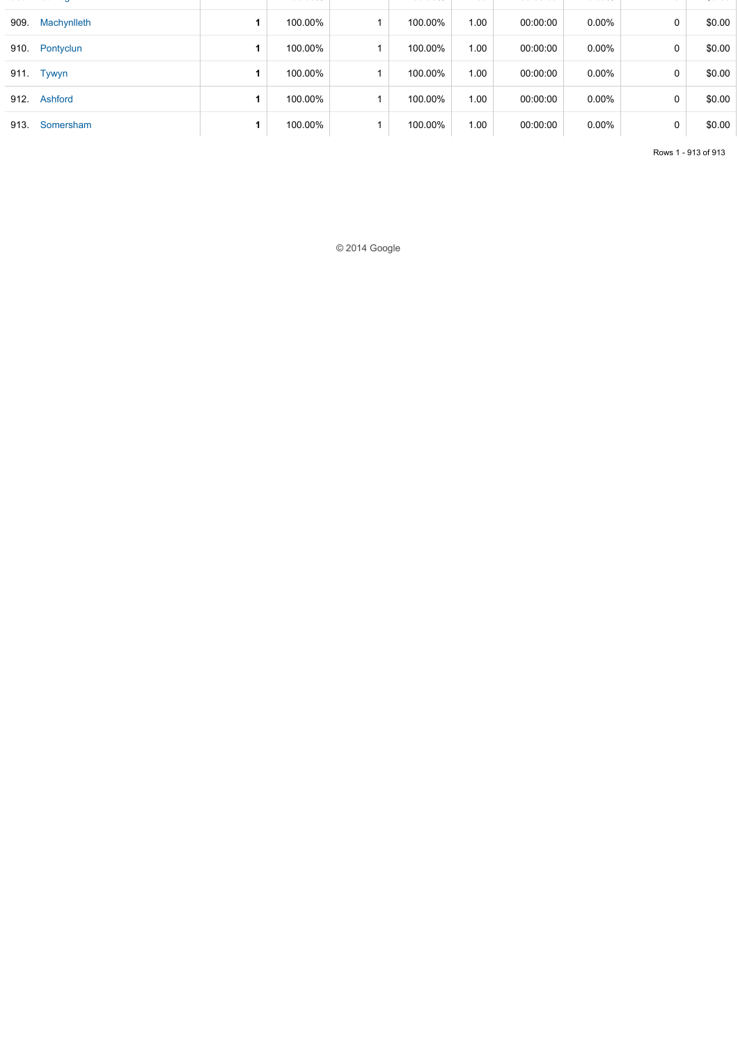| | | | | | | | | | |
|---|---|---|---|---|---|---|---|---|---|
| 909. | Machynlleth | **1** | 100.00% | 1 | 100.00% | 1.00 | 00:00:00 | 0.00% | 0 | $0.00 |
| 910. | Pontyclun | **1** | 100.00% | 1 | 100.00% | 1.00 | 00:00:00 | 0.00% | 0 | $0.00 |
| 911. | Tywyn | **1** | 100.00% | 1 | 100.00% | 1.00 | 00:00:00 | 0.00% | 0 | $0.00 |
| 912. | Ashford | **1** | 100.00% | 1 | 100.00% | 1.00 | 00:00:00 | 0.00% | 0 | $0.00 |
| 913. | Somersham | **1** | 100.00% | 1 | 100.00% | 1.00 | 00:00:00 | 0.00% | 0 | $0.00 |

Rows 1 - 913 of 913

© 2014 Google